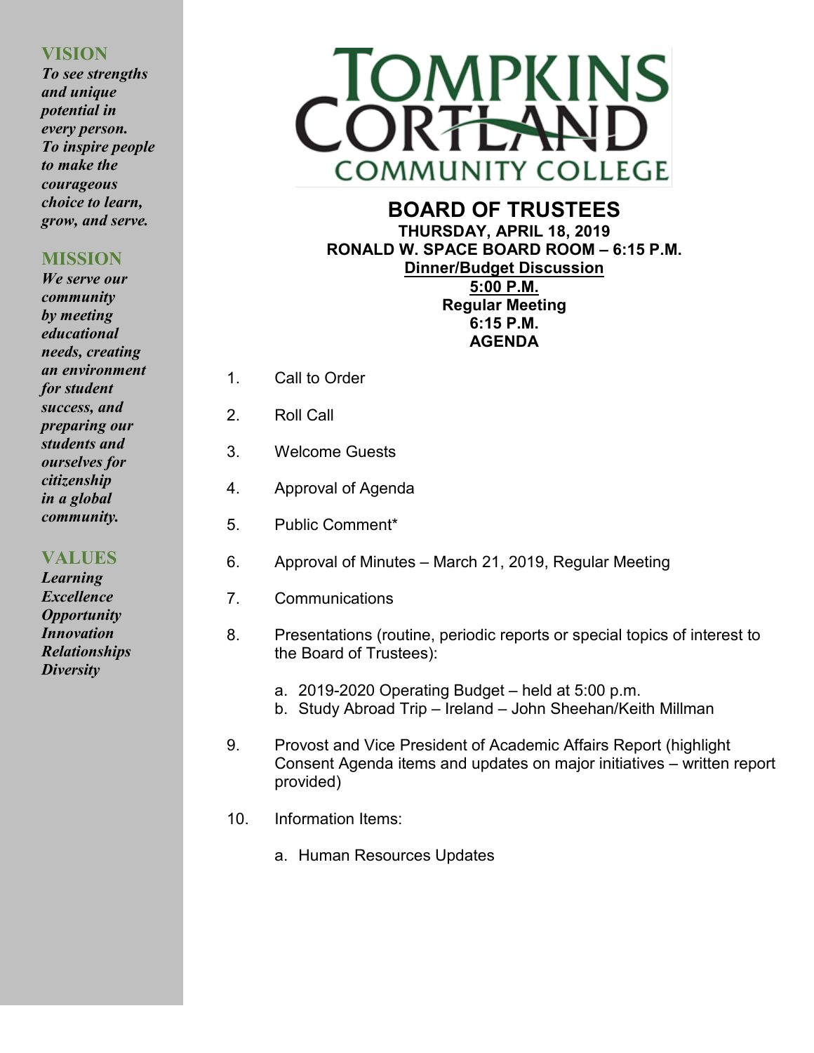**VISION**

*To see strengths and unique potential in every person. To inspire people to make the courageous choice to learn, grow, and serve.*

**MISSION**

*We serve our community by meeting educational needs, creating an environment for student success, and preparing our students and ourselves for citizenship in a global community.*

**VALUES**

*Learning*
*Excellence*
*Opportunity*
*Innovation*
*Relationships*
*Diversity*

TOMPKINS CORTLAND COMMUNITY COLLEGE

# BOARD OF TRUSTEES

**THURSDAY, APRIL 18, 2019**
**RONALD W. SPACE BOARD ROOM – 6:15 P.M.**
**Dinner/Budget Discussion**
**5:00 P.M.**
**Regular Meeting**
**6:15 P.M.**
**AGENDA**

1. Call to Order
2. Roll Call
3. Welcome Guests
4. Approval of Agenda
5. Public Comment*
6. Approval of Minutes – March 21, 2019, Regular Meeting
7. Communications
8. Presentations (routine, periodic reports or special topics of interest to the Board of Trustees):
   a. 2019-2020 Operating Budget – held at 5:00 p.m.
   b. Study Abroad Trip – Ireland – John Sheehan/Keith Millman
9. Provost and Vice President of Academic Affairs Report (highlight Consent Agenda items and updates on major initiatives – written report provided)
10. Information Items:
    a. Human Resources Updates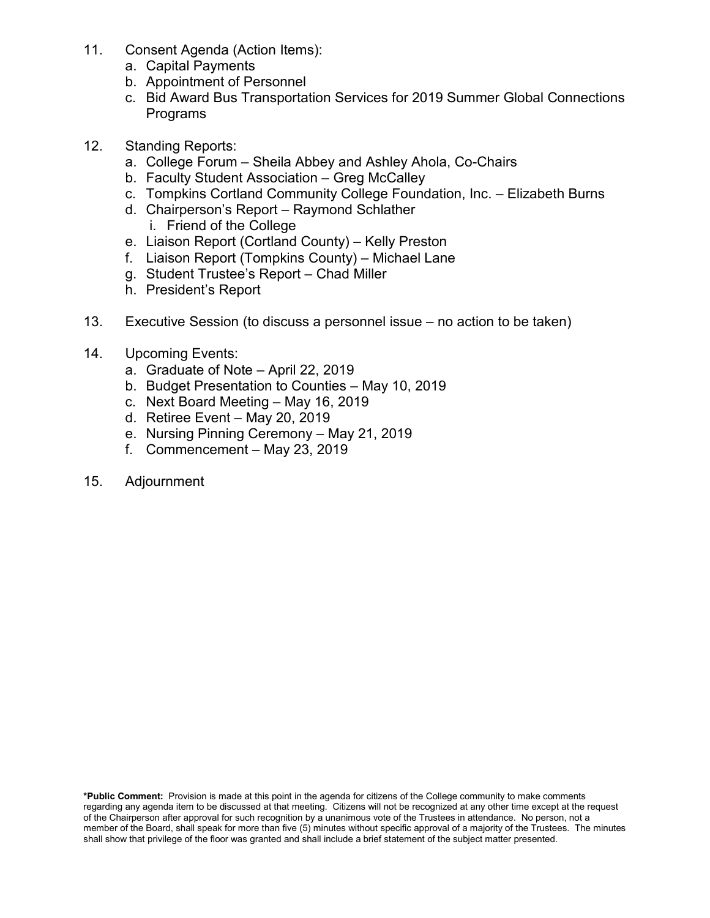11. Consent Agenda (Action Items):
    a. Capital Payments
    b. Appointment of Personnel
    c. Bid Award Bus Transportation Services for 2019 Summer Global Connections Programs

12. Standing Reports:
    a. College Forum – Sheila Abbey and Ashley Ahola, Co-Chairs
    b. Faculty Student Association – Greg McCalley
    c. Tompkins Cortland Community College Foundation, Inc. – Elizabeth Burns
    d. Chairperson's Report – Raymond Schlather
       i. Friend of the College
    e. Liaison Report (Cortland County) – Kelly Preston
    f. Liaison Report (Tompkins County) – Michael Lane
    g. Student Trustee's Report – Chad Miller
    h. President's Report

13. Executive Session (to discuss a personnel issue – no action to be taken)

14. Upcoming Events:
    a. Graduate of Note – April 22, 2019
    b. Budget Presentation to Counties – May 10, 2019
    c. Next Board Meeting – May 16, 2019
    d. Retiree Event – May 20, 2019
    e. Nursing Pinning Ceremony – May 21, 2019
    f. Commencement – May 23, 2019

15. Adjournment

**\*Public Comment:** Provision is made at this point in the agenda for citizens of the College community to make comments regarding any agenda item to be discussed at that meeting. Citizens will not be recognized at any other time except at the request of the Chairperson after approval for such recognition by a unanimous vote of the Trustees in attendance. No person, not a member of the Board, shall speak for more than five (5) minutes without specific approval of a majority of the Trustees. The minutes shall show that privilege of the floor was granted and shall include a brief statement of the subject matter presented.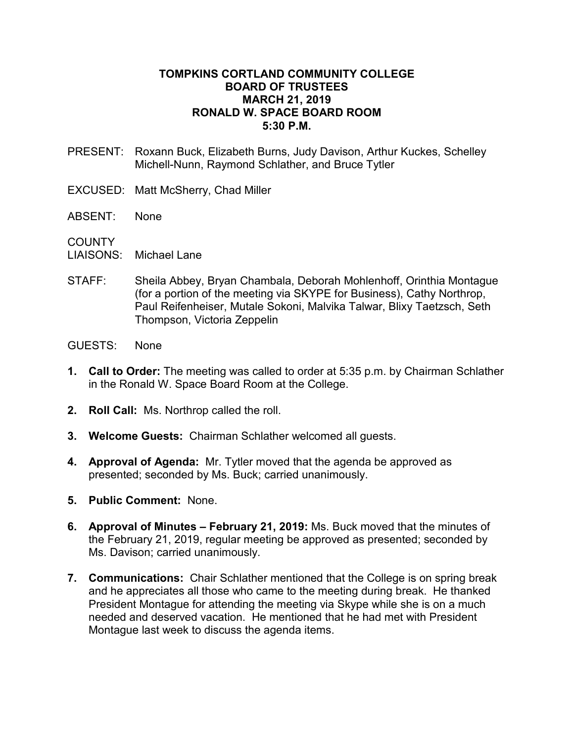**TOMPKINS CORTLAND COMMUNITY COLLEGE**
**BOARD OF TRUSTEES**
**MARCH 21, 2019**
**RONALD W. SPACE BOARD ROOM**
**5:30 P.M.**

PRESENT: Roxann Buck, Elizabeth Burns, Judy Davison, Arthur Kuckes, Schelley Michell-Nunn, Raymond Schlather, and Bruce Tytler

EXCUSED: Matt McSherry, Chad Miller

ABSENT: None

COUNTY LIAISONS: Michael Lane

STAFF: Sheila Abbey, Bryan Chambala, Deborah Mohlenhoff, Orinthia Montague (for a portion of the meeting via SKYPE for Business), Cathy Northrop, Paul Reifenheiser, Mutale Sokoni, Malvika Talwar, Blixy Taetzsch, Seth Thompson, Victoria Zeppelin

GUESTS: None

1. **Call to Order:** The meeting was called to order at 5:35 p.m. by Chairman Schlather in the Ronald W. Space Board Room at the College.

2. **Roll Call:** Ms. Northrop called the roll.

3. **Welcome Guests:** Chairman Schlather welcomed all guests.

4. **Approval of Agenda:** Mr. Tytler moved that the agenda be approved as presented; seconded by Ms. Buck; carried unanimously.

5. **Public Comment:** None.

6. **Approval of Minutes – February 21, 2019:** Ms. Buck moved that the minutes of the February 21, 2019, regular meeting be approved as presented; seconded by Ms. Davison; carried unanimously.

7. **Communications:** Chair Schlather mentioned that the College is on spring break and he appreciates all those who came to the meeting during break. He thanked President Montague for attending the meeting via Skype while she is on a much needed and deserved vacation. He mentioned that he had met with President Montague last week to discuss the agenda items.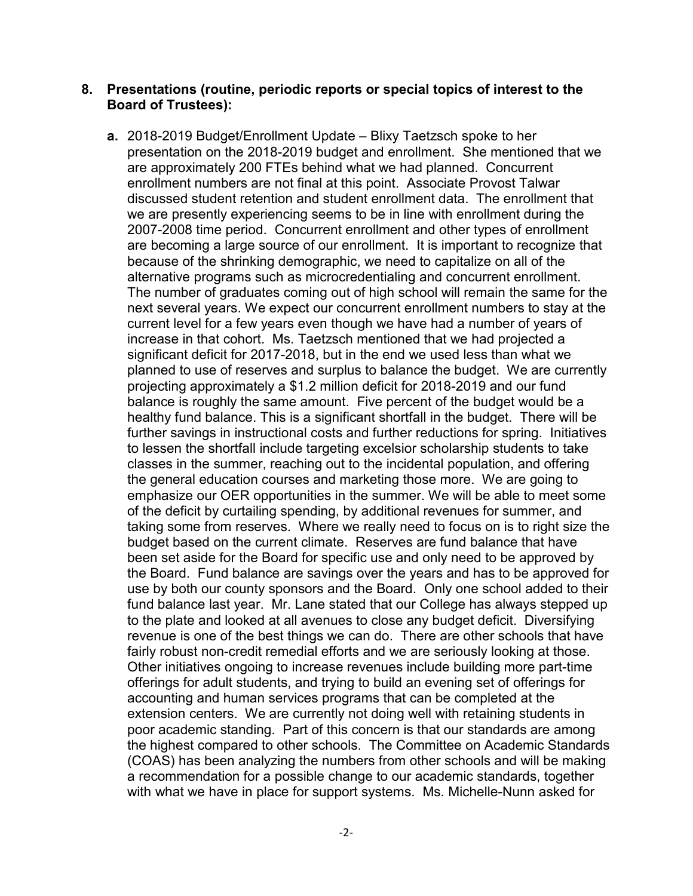**8. Presentations (routine, periodic reports or special topics of interest to the Board of Trustees):**

**a.** 2018-2019 Budget/Enrollment Update – Blixy Taetzsch spoke to her presentation on the 2018-2019 budget and enrollment. She mentioned that we are approximately 200 FTEs behind what we had planned. Concurrent enrollment numbers are not final at this point. Associate Provost Talwar discussed student retention and student enrollment data. The enrollment that we are presently experiencing seems to be in line with enrollment during the 2007-2008 time period. Concurrent enrollment and other types of enrollment are becoming a large source of our enrollment. It is important to recognize that because of the shrinking demographic, we need to capitalize on all of the alternative programs such as microcredentialing and concurrent enrollment. The number of graduates coming out of high school will remain the same for the next several years. We expect our concurrent enrollment numbers to stay at the current level for a few years even though we have had a number of years of increase in that cohort. Ms. Taetzsch mentioned that we had projected a significant deficit for 2017-2018, but in the end we used less than what we planned to use of reserves and surplus to balance the budget. We are currently projecting approximately a $1.2 million deficit for 2018-2019 and our fund balance is roughly the same amount. Five percent of the budget would be a healthy fund balance. This is a significant shortfall in the budget. There will be further savings in instructional costs and further reductions for spring. Initiatives to lessen the shortfall include targeting excelsior scholarship students to take classes in the summer, reaching out to the incidental population, and offering the general education courses and marketing those more. We are going to emphasize our OER opportunities in the summer. We will be able to meet some of the deficit by curtailing spending, by additional revenues for summer, and taking some from reserves. Where we really need to focus on is to right size the budget based on the current climate. Reserves are fund balance that have been set aside for the Board for specific use and only need to be approved by the Board. Fund balance are savings over the years and has to be approved for use by both our county sponsors and the Board. Only one school added to their fund balance last year. Mr. Lane stated that our College has always stepped up to the plate and looked at all avenues to close any budget deficit. Diversifying revenue is one of the best things we can do. There are other schools that have fairly robust non-credit remedial efforts and we are seriously looking at those. Other initiatives ongoing to increase revenues include building more part-time offerings for adult students, and trying to build an evening set of offerings for accounting and human services programs that can be completed at the extension centers. We are currently not doing well with retaining students in poor academic standing. Part of this concern is that our standards are among the highest compared to other schools. The Committee on Academic Standards (COAS) has been analyzing the numbers from other schools and will be making a recommendation for a possible change to our academic standards, together with what we have in place for support systems. Ms. Michelle-Nunn asked for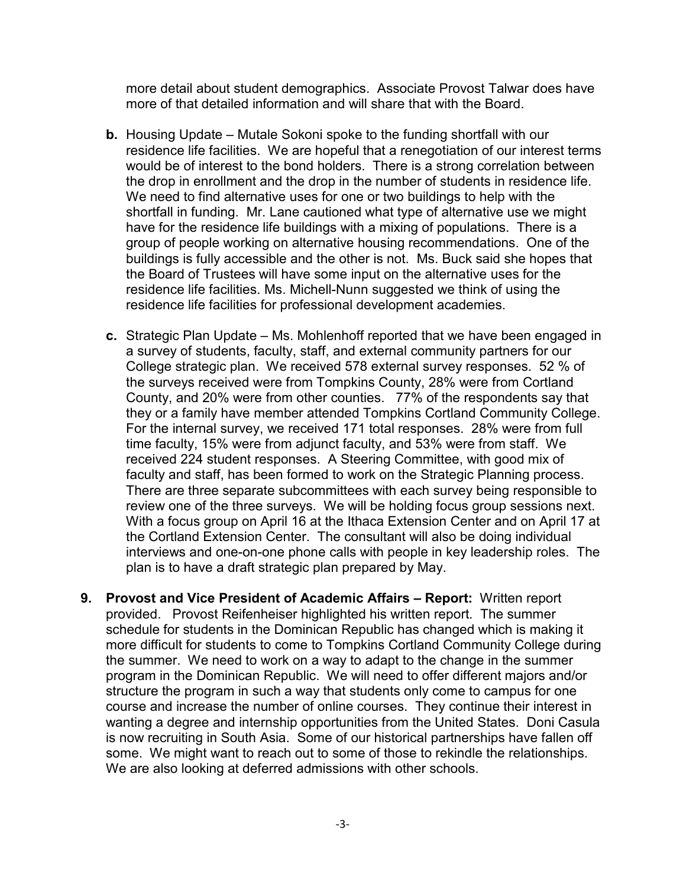more detail about student demographics. Associate Provost Talwar does have more of that detailed information and will share that with the Board.

- **b.** Housing Update – Mutale Sokoni spoke to the funding shortfall with our residence life facilities. We are hopeful that a renegotiation of our interest terms would be of interest to the bond holders. There is a strong correlation between the drop in enrollment and the drop in the number of students in residence life. We need to find alternative uses for one or two buildings to help with the shortfall in funding. Mr. Lane cautioned what type of alternative use we might have for the residence life buildings with a mixing of populations. There is a group of people working on alternative housing recommendations. One of the buildings is fully accessible and the other is not. Ms. Buck said she hopes that the Board of Trustees will have some input on the alternative uses for the residence life facilities. Ms. Michell-Nunn suggested we think of using the residence life facilities for professional development academies.

- **c.** Strategic Plan Update – Ms. Mohlenhoff reported that we have been engaged in a survey of students, faculty, staff, and external community partners for our College strategic plan. We received 578 external survey responses. 52 % of the surveys received were from Tompkins County, 28% were from Cortland County, and 20% were from other counties. 77% of the respondents say that they or a family have member attended Tompkins Cortland Community College. For the internal survey, we received 171 total responses. 28% were from full time faculty, 15% were from adjunct faculty, and 53% were from staff. We received 224 student responses. A Steering Committee, with good mix of faculty and staff, has been formed to work on the Strategic Planning process. There are three separate subcommittees with each survey being responsible to review one of the three surveys. We will be holding focus group sessions next. With a focus group on April 16 at the Ithaca Extension Center and on April 17 at the Cortland Extension Center. The consultant will also be doing individual interviews and one-on-one phone calls with people in key leadership roles. The plan is to have a draft strategic plan prepared by May.

**9. Provost and Vice President of Academic Affairs – Report:** Written report provided. Provost Reifenheiser highlighted his written report. The summer schedule for students in the Dominican Republic has changed which is making it more difficult for students to come to Tompkins Cortland Community College during the summer. We need to work on a way to adapt to the change in the summer program in the Dominican Republic. We will need to offer different majors and/or structure the program in such a way that students only come to campus for one course and increase the number of online courses. They continue their interest in wanting a degree and internship opportunities from the United States. Doni Casula is now recruiting in South Asia. Some of our historical partnerships have fallen off some. We might want to reach out to some of those to rekindle the relationships. We are also looking at deferred admissions with other schools.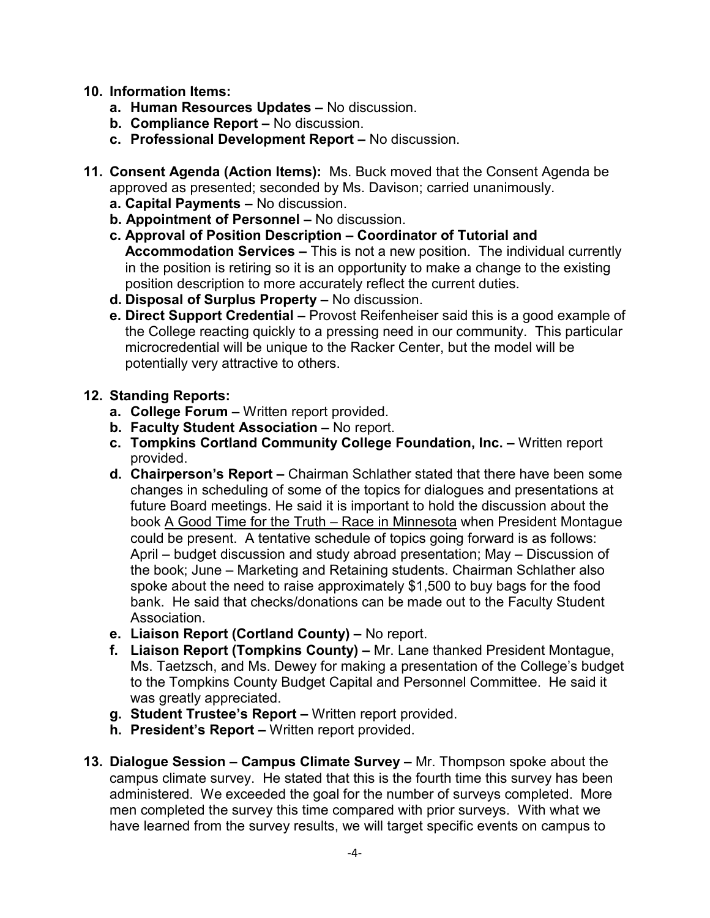10. **Information Items:**
    a. **Human Resources Updates –** No discussion.
    b. **Compliance Report –** No discussion.
    c. **Professional Development Report –** No discussion.

11. **Consent Agenda (Action Items):** Ms. Buck moved that the Consent Agenda be approved as presented; seconded by Ms. Davison; carried unanimously.
    a. **Capital Payments –** No discussion.
    b. **Appointment of Personnel –** No discussion.
    c. **Approval of Position Description – Coordinator of Tutorial and Accommodation Services –** This is not a new position. The individual currently in the position is retiring so it is an opportunity to make a change to the existing position description to more accurately reflect the current duties.
    d. **Disposal of Surplus Property –** No discussion.
    e. **Direct Support Credential –** Provost Reifenheiser said this is a good example of the College reacting quickly to a pressing need in our community. This particular microcredential will be unique to the Racker Center, but the model will be potentially very attractive to others.

12. **Standing Reports:**
    a. **College Forum –** Written report provided.
    b. **Faculty Student Association –** No report.
    c. **Tompkins Cortland Community College Foundation, Inc. –** Written report provided.
    d. **Chairperson's Report –** Chairman Schlather stated that there have been some changes in scheduling of some of the topics for dialogues and presentations at future Board meetings. He said it is important to hold the discussion about the book <u>A Good Time for the Truth – Race in Minnesota</u> when President Montague could be present. A tentative schedule of topics going forward is as follows: April – budget discussion and study abroad presentation; May – Discussion of the book; June – Marketing and Retaining students. Chairman Schlather also spoke about the need to raise approximately $1,500 to buy bags for the food bank. He said that checks/donations can be made out to the Faculty Student Association.
    e. **Liaison Report (Cortland County) –** No report.
    f. **Liaison Report (Tompkins County) –** Mr. Lane thanked President Montague, Ms. Taetzsch, and Ms. Dewey for making a presentation of the College's budget to the Tompkins County Budget Capital and Personnel Committee. He said it was greatly appreciated.
    g. **Student Trustee's Report –** Written report provided.
    h. **President's Report –** Written report provided.

13. **Dialogue Session – Campus Climate Survey –** Mr. Thompson spoke about the campus climate survey. He stated that this is the fourth time this survey has been administered. We exceeded the goal for the number of surveys completed. More men completed the survey this time compared with prior surveys. With what we have learned from the survey results, we will target specific events on campus to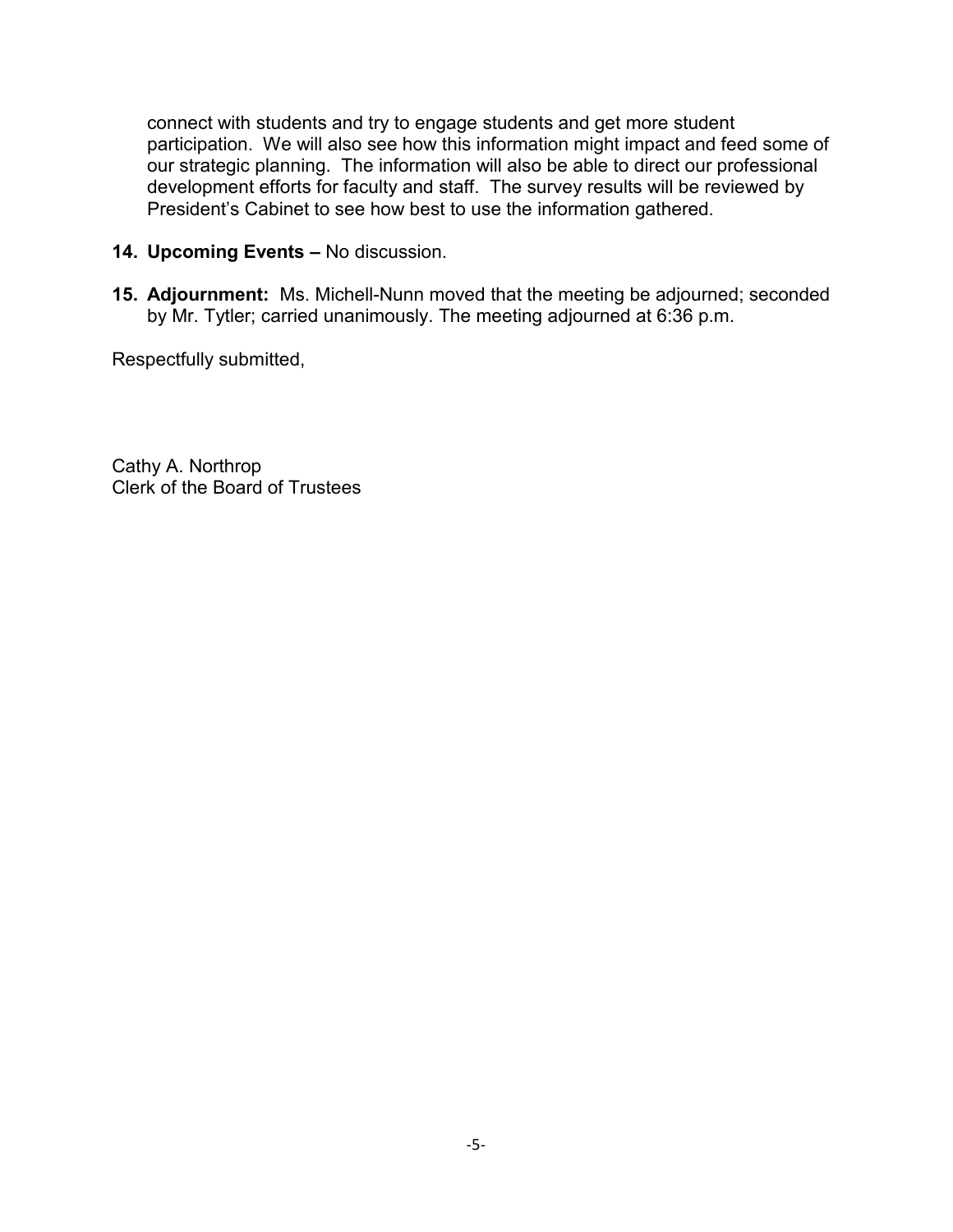connect with students and try to engage students and get more student participation. We will also see how this information might impact and feed some of our strategic planning. The information will also be able to direct our professional development efforts for faculty and staff. The survey results will be reviewed by President's Cabinet to see how best to use the information gathered.

14. **Upcoming Events –** No discussion.

15. **Adjournment:** Ms. Michell-Nunn moved that the meeting be adjourned; seconded by Mr. Tytler; carried unanimously. The meeting adjourned at 6:36 p.m.

Respectfully submitted,

Cathy A. Northrop
Clerk of the Board of Trustees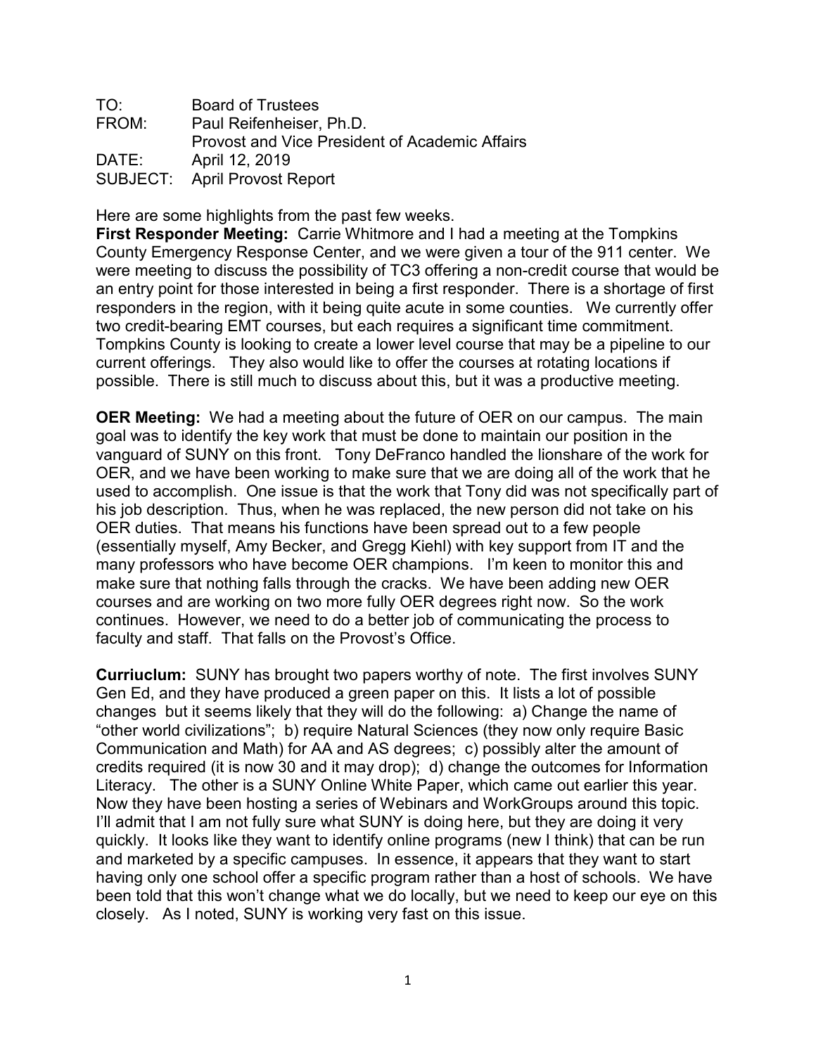TO: Board of Trustees
FROM: Paul Reifenheiser, Ph.D.
Provost and Vice President of Academic Affairs
DATE: April 12, 2019
SUBJECT: April Provost Report

Here are some highlights from the past few weeks.

**First Responder Meeting:** Carrie Whitmore and I had a meeting at the Tompkins County Emergency Response Center, and we were given a tour of the 911 center. We were meeting to discuss the possibility of TC3 offering a non-credit course that would be an entry point for those interested in being a first responder. There is a shortage of first responders in the region, with it being quite acute in some counties. We currently offer two credit-bearing EMT courses, but each requires a significant time commitment. Tompkins County is looking to create a lower level course that may be a pipeline to our current offerings. They also would like to offer the courses at rotating locations if possible. There is still much to discuss about this, but it was a productive meeting.

**OER Meeting:** We had a meeting about the future of OER on our campus. The main goal was to identify the key work that must be done to maintain our position in the vanguard of SUNY on this front. Tony DeFranco handled the lionshare of the work for OER, and we have been working to make sure that we are doing all of the work that he used to accomplish. One issue is that the work that Tony did was not specifically part of his job description. Thus, when he was replaced, the new person did not take on his OER duties. That means his functions have been spread out to a few people (essentially myself, Amy Becker, and Gregg Kiehl) with key support from IT and the many professors who have become OER champions. I'm keen to monitor this and make sure that nothing falls through the cracks. We have been adding new OER courses and are working on two more fully OER degrees right now. So the work continues. However, we need to do a better job of communicating the process to faculty and staff. That falls on the Provost's Office.

**Curriuclum:** SUNY has brought two papers worthy of note. The first involves SUNY Gen Ed, and they have produced a green paper on this. It lists a lot of possible changes but it seems likely that they will do the following: a) Change the name of "other world civilizations"; b) require Natural Sciences (they now only require Basic Communication and Math) for AA and AS degrees; c) possibly alter the amount of credits required (it is now 30 and it may drop); d) change the outcomes for Information Literacy. The other is a SUNY Online White Paper, which came out earlier this year. Now they have been hosting a series of Webinars and WorkGroups around this topic. I'll admit that I am not fully sure what SUNY is doing here, but they are doing it very quickly. It looks like they want to identify online programs (new I think) that can be run and marketed by a specific campuses. In essence, it appears that they want to start having only one school offer a specific program rather than a host of schools. We have been told that this won't change what we do locally, but we need to keep our eye on this closely. As I noted, SUNY is working very fast on this issue.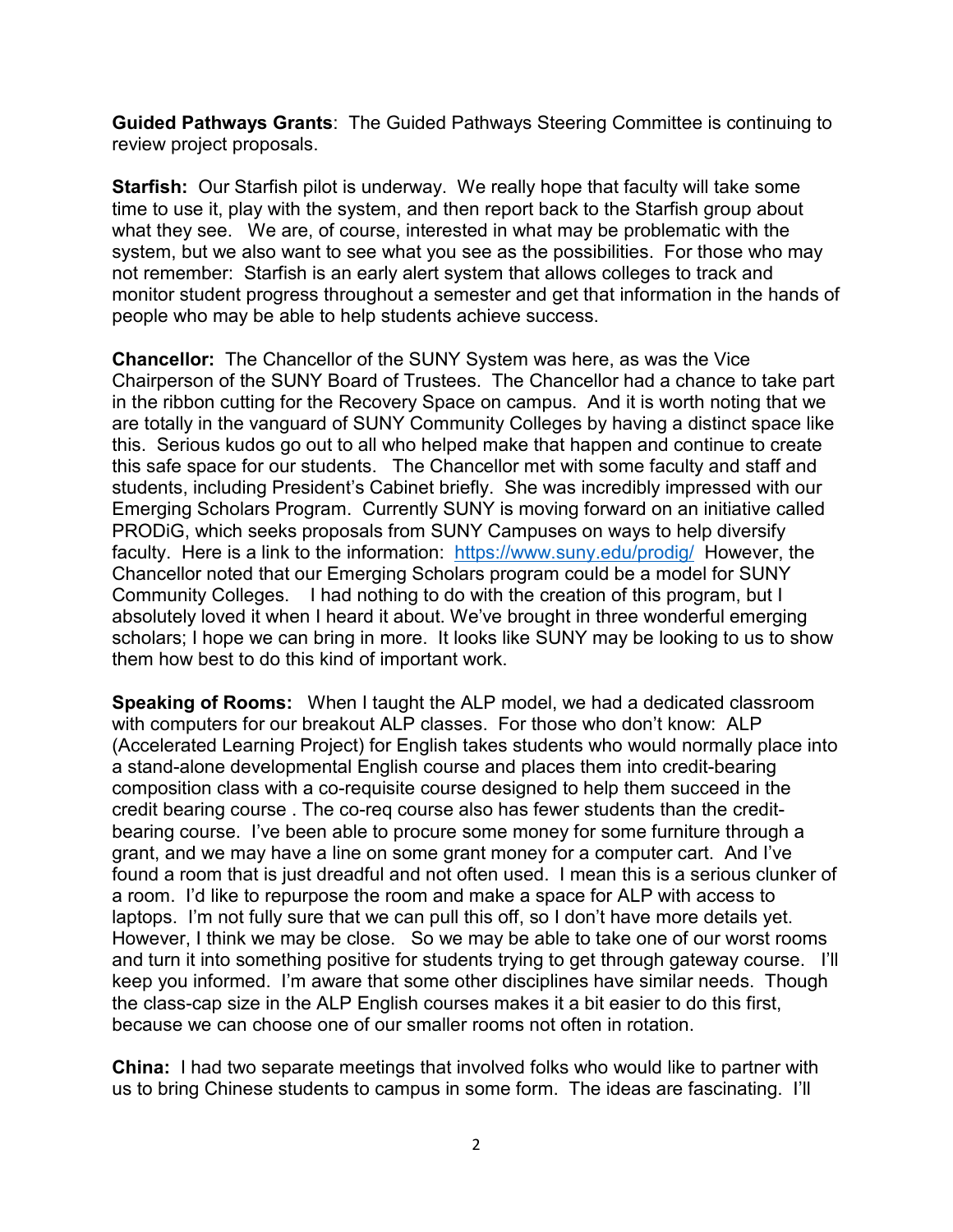**Guided Pathways Grants**: The Guided Pathways Steering Committee is continuing to review project proposals.

**Starfish:** Our Starfish pilot is underway. We really hope that faculty will take some time to use it, play with the system, and then report back to the Starfish group about what they see. We are, of course, interested in what may be problematic with the system, but we also want to see what you see as the possibilities. For those who may not remember: Starfish is an early alert system that allows colleges to track and monitor student progress throughout a semester and get that information in the hands of people who may be able to help students achieve success.

**Chancellor:** The Chancellor of the SUNY System was here, as was the Vice Chairperson of the SUNY Board of Trustees. The Chancellor had a chance to take part in the ribbon cutting for the Recovery Space on campus. And it is worth noting that we are totally in the vanguard of SUNY Community Colleges by having a distinct space like this. Serious kudos go out to all who helped make that happen and continue to create this safe space for our students. The Chancellor met with some faculty and staff and students, including President's Cabinet briefly. She was incredibly impressed with our Emerging Scholars Program. Currently SUNY is moving forward on an initiative called PRODiG, which seeks proposals from SUNY Campuses on ways to help diversify faculty. Here is a link to the information: [https://www.suny.edu/prodig/](https://www.suny.edu/prodig/) However, the Chancellor noted that our Emerging Scholars program could be a model for SUNY Community Colleges. I had nothing to do with the creation of this program, but I absolutely loved it when I heard it about. We've brought in three wonderful emerging scholars; I hope we can bring in more. It looks like SUNY may be looking to us to show them how best to do this kind of important work.

**Speaking of Rooms:** When I taught the ALP model, we had a dedicated classroom with computers for our breakout ALP classes. For those who don't know: ALP (Accelerated Learning Project) for English takes students who would normally place into a stand-alone developmental English course and places them into credit-bearing composition class with a co-requisite course designed to help them succeed in the credit bearing course . The co-req course also has fewer students than the credit-bearing course. I've been able to procure some money for some furniture through a grant, and we may have a line on some grant money for a computer cart. And I've found a room that is just dreadful and not often used. I mean this is a serious clunker of a room. I'd like to repurpose the room and make a space for ALP with access to laptops. I'm not fully sure that we can pull this off, so I don't have more details yet. However, I think we may be close. So we may be able to take one of our worst rooms and turn it into something positive for students trying to get through gateway course. I'll keep you informed. I'm aware that some other disciplines have similar needs. Though the class-cap size in the ALP English courses makes it a bit easier to do this first, because we can choose one of our smaller rooms not often in rotation.

**China:** I had two separate meetings that involved folks who would like to partner with us to bring Chinese students to campus in some form. The ideas are fascinating. I'll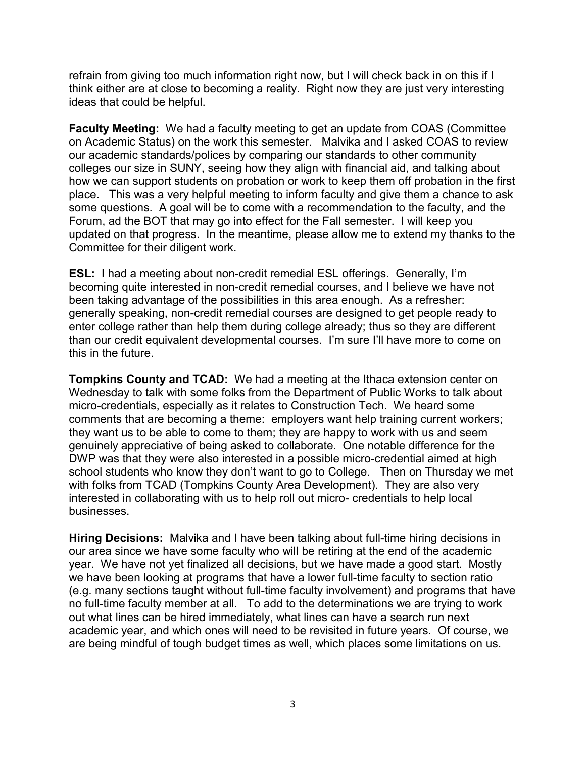refrain from giving too much information right now, but I will check back in on this if I think either are at close to becoming a reality. Right now they are just very interesting ideas that could be helpful.

**Faculty Meeting:** We had a faculty meeting to get an update from COAS (Committee on Academic Status) on the work this semester. Malvika and I asked COAS to review our academic standards/polices by comparing our standards to other community colleges our size in SUNY, seeing how they align with financial aid, and talking about how we can support students on probation or work to keep them off probation in the first place. This was a very helpful meeting to inform faculty and give them a chance to ask some questions. A goal will be to come with a recommendation to the faculty, and the Forum, ad the BOT that may go into effect for the Fall semester. I will keep you updated on that progress. In the meantime, please allow me to extend my thanks to the Committee for their diligent work.

**ESL:** I had a meeting about non-credit remedial ESL offerings. Generally, I'm becoming quite interested in non-credit remedial courses, and I believe we have not been taking advantage of the possibilities in this area enough. As a refresher: generally speaking, non-credit remedial courses are designed to get people ready to enter college rather than help them during college already; thus so they are different than our credit equivalent developmental courses. I'm sure I'll have more to come on this in the future.

**Tompkins County and TCAD:** We had a meeting at the Ithaca extension center on Wednesday to talk with some folks from the Department of Public Works to talk about micro-credentials, especially as it relates to Construction Tech. We heard some comments that are becoming a theme: employers want help training current workers; they want us to be able to come to them; they are happy to work with us and seem genuinely appreciative of being asked to collaborate. One notable difference for the DWP was that they were also interested in a possible micro-credential aimed at high school students who know they don't want to go to College. Then on Thursday we met with folks from TCAD (Tompkins County Area Development). They are also very interested in collaborating with us to help roll out micro- credentials to help local businesses.

**Hiring Decisions:** Malvika and I have been talking about full-time hiring decisions in our area since we have some faculty who will be retiring at the end of the academic year. We have not yet finalized all decisions, but we have made a good start. Mostly we have been looking at programs that have a lower full-time faculty to section ratio (e.g. many sections taught without full-time faculty involvement) and programs that have no full-time faculty member at all. To add to the determinations we are trying to work out what lines can be hired immediately, what lines can have a search run next academic year, and which ones will need to be revisited in future years. Of course, we are being mindful of tough budget times as well, which places some limitations on us.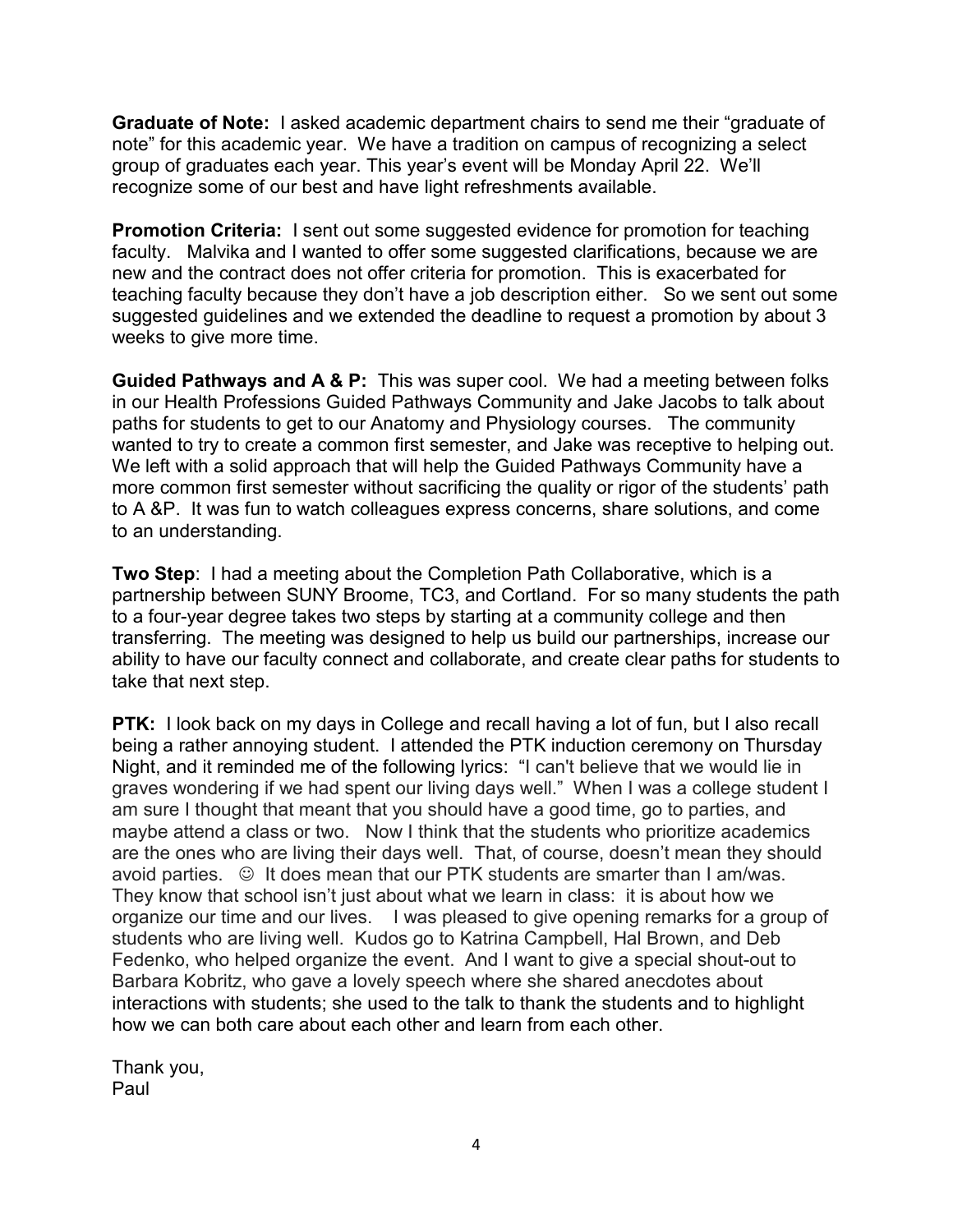**Graduate of Note:** I asked academic department chairs to send me their "graduate of note" for this academic year. We have a tradition on campus of recognizing a select group of graduates each year. This year's event will be Monday April 22. We'll recognize some of our best and have light refreshments available.

**Promotion Criteria:** I sent out some suggested evidence for promotion for teaching faculty. Malvika and I wanted to offer some suggested clarifications, because we are new and the contract does not offer criteria for promotion. This is exacerbated for teaching faculty because they don't have a job description either. So we sent out some suggested guidelines and we extended the deadline to request a promotion by about 3 weeks to give more time.

**Guided Pathways and A & P:** This was super cool. We had a meeting between folks in our Health Professions Guided Pathways Community and Jake Jacobs to talk about paths for students to get to our Anatomy and Physiology courses. The community wanted to try to create a common first semester, and Jake was receptive to helping out. We left with a solid approach that will help the Guided Pathways Community have a more common first semester without sacrificing the quality or rigor of the students' path to A &P. It was fun to watch colleagues express concerns, share solutions, and come to an understanding.

**Two Step**: I had a meeting about the Completion Path Collaborative, which is a partnership between SUNY Broome, TC3, and Cortland. For so many students the path to a four-year degree takes two steps by starting at a community college and then transferring. The meeting was designed to help us build our partnerships, increase our ability to have our faculty connect and collaborate, and create clear paths for students to take that next step.

**PTK:** I look back on my days in College and recall having a lot of fun, but I also recall being a rather annoying student. I attended the PTK induction ceremony on Thursday Night, and it reminded me of the following lyrics: "I can't believe that we would lie in graves wondering if we had spent our living days well." When I was a college student I am sure I thought that meant that you should have a good time, go to parties, and maybe attend a class or two. Now I think that the students who prioritize academics are the ones who are living their days well. That, of course, doesn't mean they should avoid parties. ☺ It does mean that our PTK students are smarter than I am/was. They know that school isn't just about what we learn in class: it is about how we organize our time and our lives. I was pleased to give opening remarks for a group of students who are living well. Kudos go to Katrina Campbell, Hal Brown, and Deb Fedenko, who helped organize the event. And I want to give a special shout-out to Barbara Kobritz, who gave a lovely speech where she shared anecdotes about interactions with students; she used to the talk to thank the students and to highlight how we can both care about each other and learn from each other.

Thank you,
Paul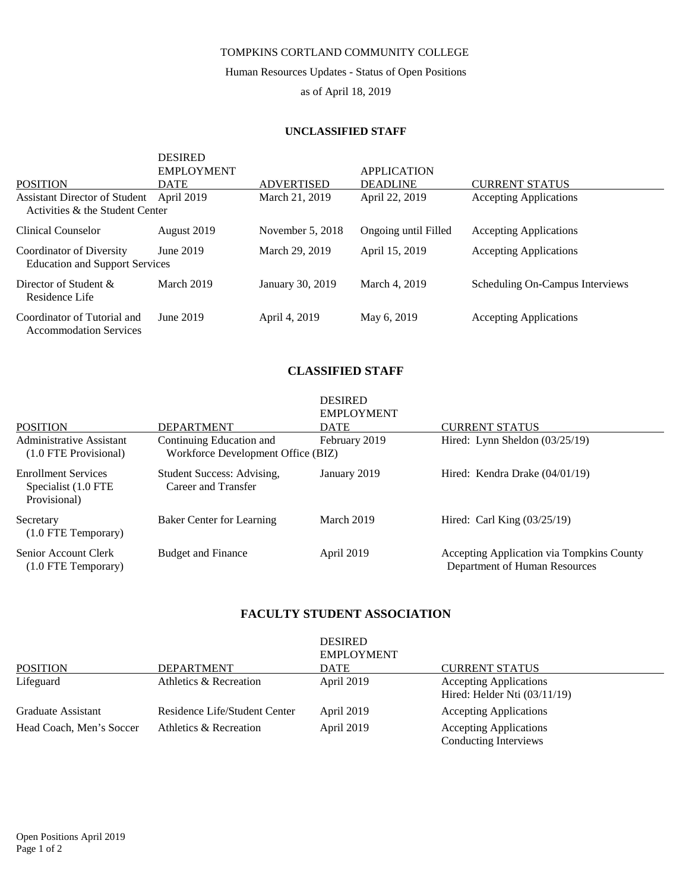TOMPKINS CORTLAND COMMUNITY COLLEGE

Human Resources Updates - Status of Open Positions

as of April 18, 2019

## UNCLASSIFIED STAFF

| POSITION | DESIRED EMPLOYMENT DATE | ADVERTISED | APPLICATION DEADLINE | CURRENT STATUS |
|---|---|---|---|---|
| Assistant Director of Student Activities & the Student Center | April 2019 | March 21, 2019 | April 22, 2019 | Accepting Applications |
| Clinical Counselor | August 2019 | November 5, 2018 | Ongoing until Filled | Accepting Applications |
| Coordinator of Diversity Education and Support Services | June 2019 | March 29, 2019 | April 15, 2019 | Accepting Applications |
| Director of Student & Residence Life | March 2019 | January 30, 2019 | March 4, 2019 | Scheduling On-Campus Interviews |
| Coordinator of Tutorial and Accommodation Services | June 2019 | April 4, 2019 | May 6, 2019 | Accepting Applications |

## CLASSIFIED STAFF

| POSITION | DEPARTMENT | DESIRED EMPLOYMENT DATE | CURRENT STATUS |
|---|---|---|---|
| Administrative Assistant (1.0 FTE Provisional) | Continuing Education and Workforce Development Office (BIZ) | February 2019 | Hired: Lynn Sheldon (03/25/19) |
| Enrollment Services Specialist (1.0 FTE Provisional) | Student Success: Advising, Career and Transfer | January 2019 | Hired: Kendra Drake (04/01/19) |
| Secretary (1.0 FTE Temporary) | Baker Center for Learning | March 2019 | Hired: Carl King (03/25/19) |
| Senior Account Clerk (1.0 FTE Temporary) | Budget and Finance | April 2019 | Accepting Application via Tompkins County Department of Human Resources |

## FACULTY STUDENT ASSOCIATION

| POSITION | DEPARTMENT | DESIRED EMPLOYMENT DATE | CURRENT STATUS |
|---|---|---|---|
| Lifeguard | Athletics & Recreation | April 2019 | Accepting Applications<br>Hired: Helder Nti (03/11/19) |
| Graduate Assistant | Residence Life/Student Center | April 2019 | Accepting Applications |
| Head Coach, Men's Soccer | Athletics & Recreation | April 2019 | Accepting Applications<br>Conducting Interviews |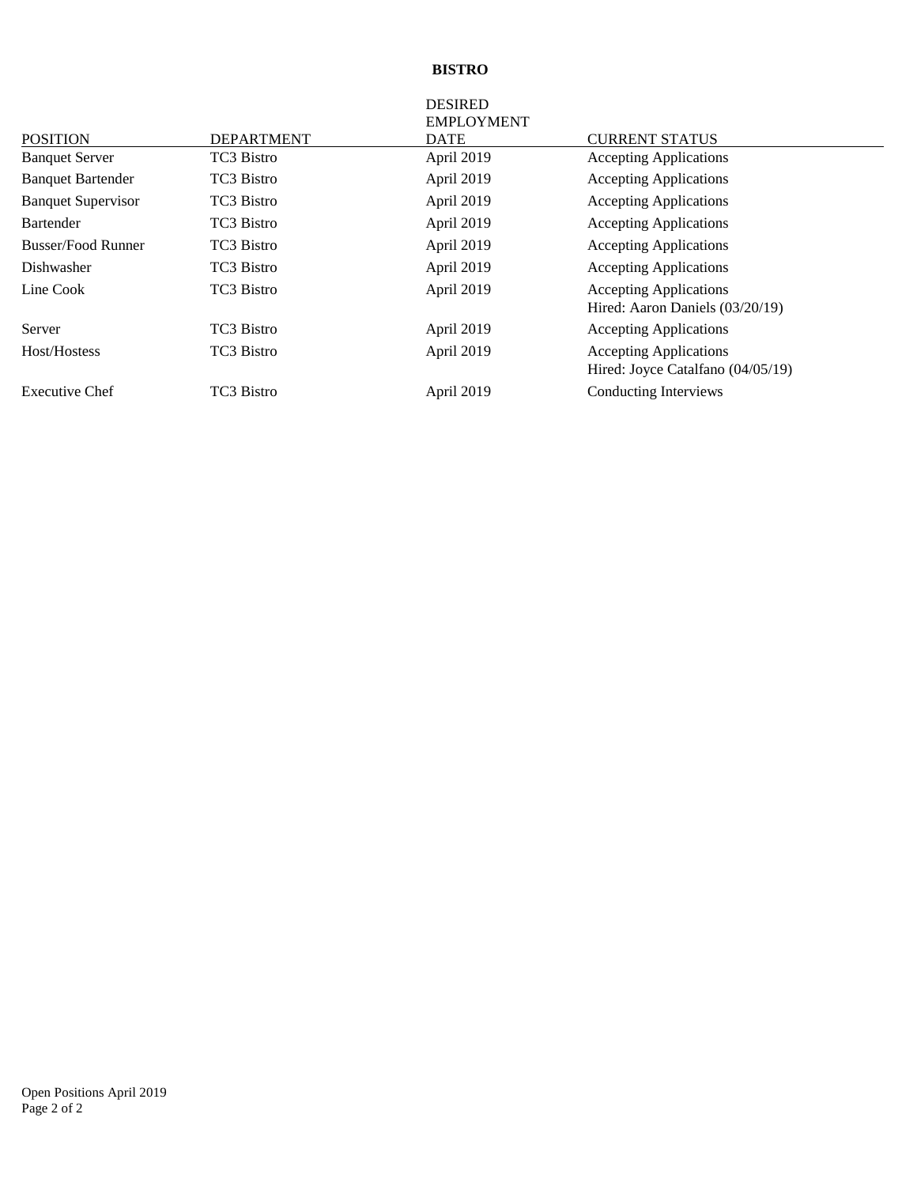**BISTRO**

| POSITION | DEPARTMENT | DESIRED EMPLOYMENT DATE | CURRENT STATUS |
|---|---|---|---|
| Banquet Server | TC3 Bistro | April 2019 | Accepting Applications |
| Banquet Bartender | TC3 Bistro | April 2019 | Accepting Applications |
| Banquet Supervisor | TC3 Bistro | April 2019 | Accepting Applications |
| Bartender | TC3 Bistro | April 2019 | Accepting Applications |
| Busser/Food Runner | TC3 Bistro | April 2019 | Accepting Applications |
| Dishwasher | TC3 Bistro | April 2019 | Accepting Applications |
| Line Cook | TC3 Bistro | April 2019 | Accepting Applications<br>Hired: Aaron Daniels (03/20/19) |
| Server | TC3 Bistro | April 2019 | Accepting Applications |
| Host/Hostess | TC3 Bistro | April 2019 | Accepting Applications<br>Hired: Joyce Catalfano (04/05/19) |
| Executive Chef | TC3 Bistro | April 2019 | Conducting Interviews |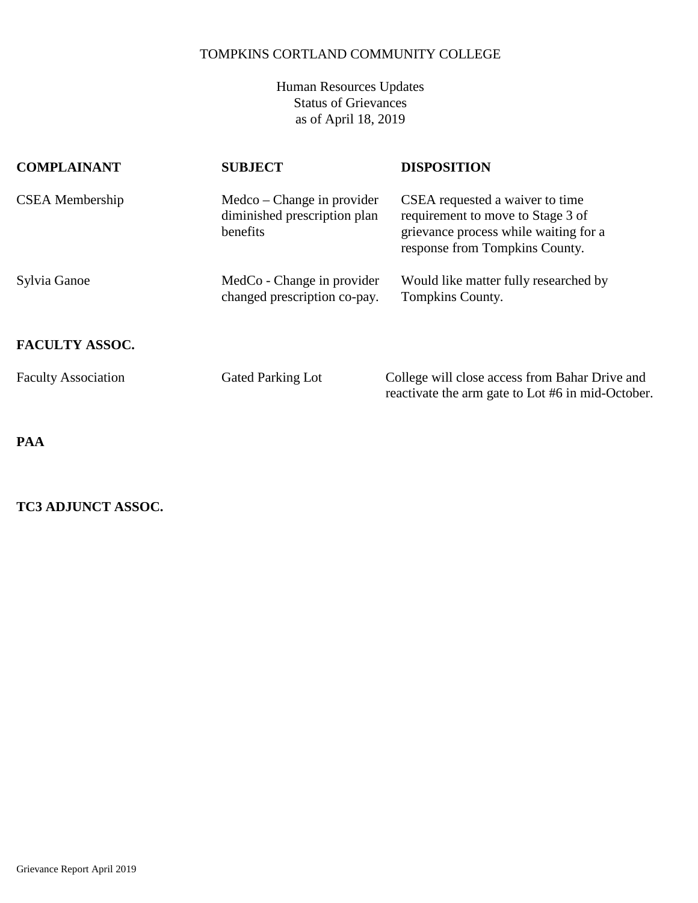TOMPKINS CORTLAND COMMUNITY COLLEGE

Human Resources Updates
Status of Grievances
as of April 18, 2019

| COMPLAINANT | SUBJECT | DISPOSITION |
|---|---|---|
| CSEA Membership | Medco – Change in provider diminished prescription plan benefits | CSEA requested a waiver to time requirement to move to Stage 3 of grievance process while waiting for a response from Tompkins County. |
| Sylvia Ganoe | MedCo - Change in provider changed prescription co-pay. | Would like matter fully researched by Tompkins County. |
| **FACULTY ASSOC.** | | |
| Faculty Association | Gated Parking Lot | College will close access from Bahar Drive and reactivate the arm gate to Lot #6 in mid-October. |
| **PAA** | | |
| **TC3 ADJUNCT ASSOC.** | | |

Grievance Report April 2019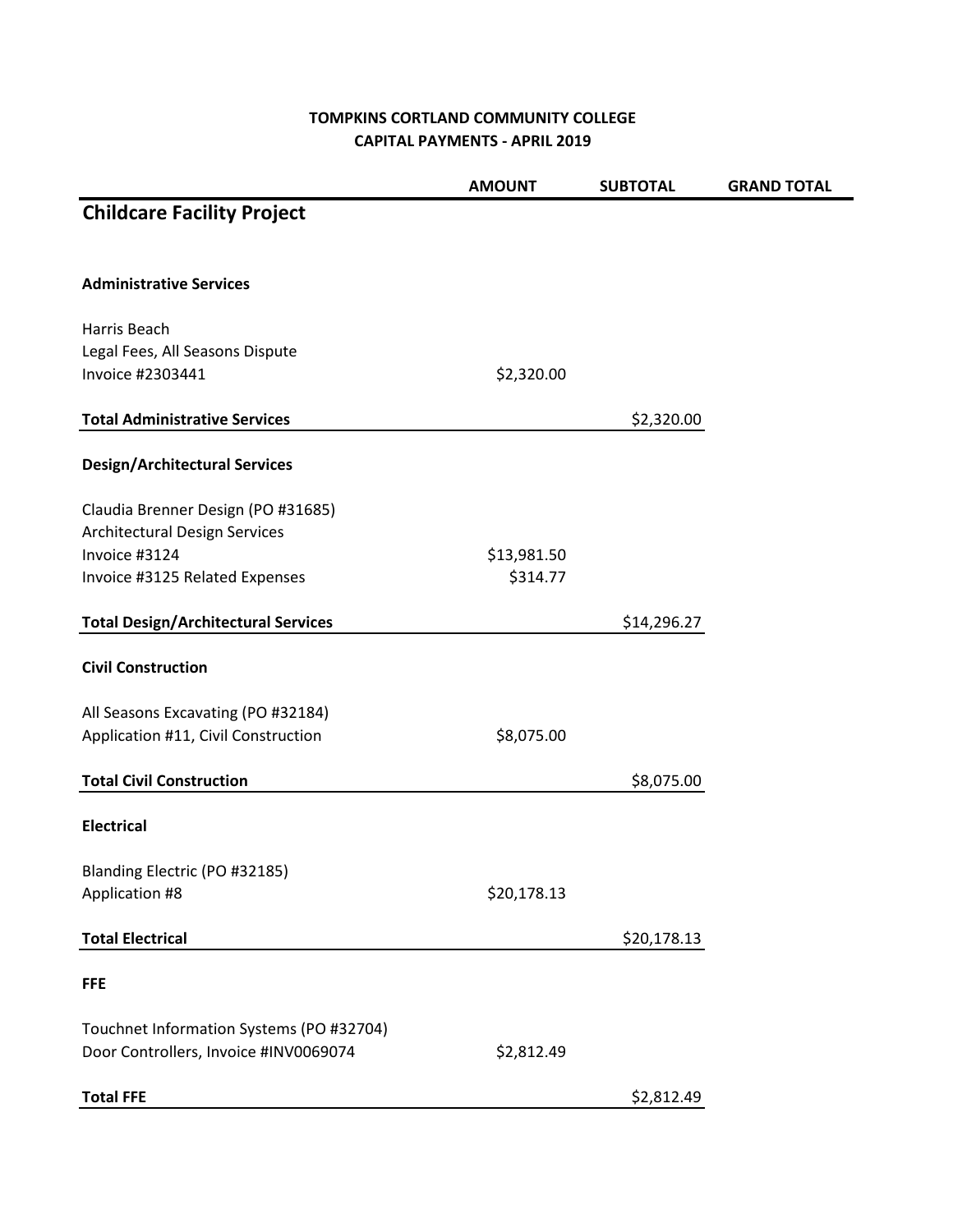**TOMPKINS CORTLAND COMMUNITY COLLEGE**
**CAPITAL PAYMENTS - APRIL 2019**

| | AMOUNT | SUBTOTAL | GRAND TOTAL |
|---|---|---|---|
| **Childcare Facility Project** | | | |
| **Administrative Services** | | | |
| Harris Beach | | | |
| Legal Fees, All Seasons Dispute | | | |
| Invoice #2303441 | $2,320.00 | | |
| **Total Administrative Services** | | $2,320.00 | |
| **Design/Architectural Services** | | | |
| Claudia Brenner Design (PO #31685) | | | |
| Architectural Design Services | | | |
| Invoice #3124 | $13,981.50 | | |
| Invoice #3125 Related Expenses | $314.77 | | |
| **Total Design/Architectural Services** | | $14,296.27 | |
| **Civil Construction** | | | |
| All Seasons Excavating (PO #32184) | | | |
| Application #11, Civil Construction | $8,075.00 | | |
| **Total Civil Construction** | | $8,075.00 | |
| **Electrical** | | | |
| Blanding Electric (PO #32185) | | | |
| Application #8 | $20,178.13 | | |
| **Total Electrical** | | $20,178.13 | |
| **FFE** | | | |
| Touchnet Information Systems (PO #32704) | | | |
| Door Controllers, Invoice #INV0069074 | $2,812.49 | | |
| **Total FFE** | | $2,812.49 | |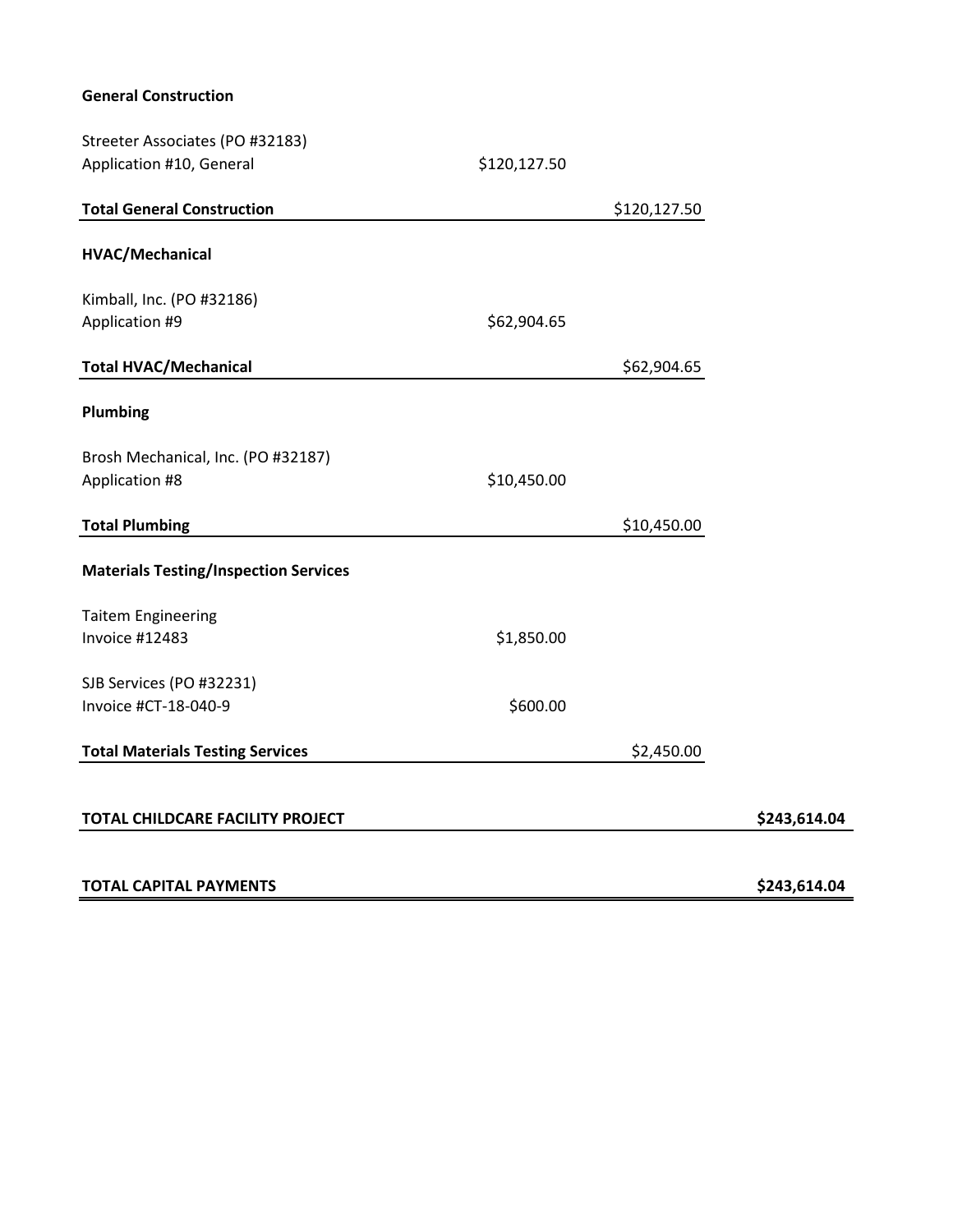| | | | |
|---|---|---|---|
| **General Construction** | | | |
| Streeter Associates (PO #32183) | | | |
| Application #10, General | $120,127.50 | | |
| **Total General Construction** | | $120,127.50 | |
| **HVAC/Mechanical** | | | |
| Kimball, Inc. (PO #32186) | | | |
| Application #9 | $62,904.65 | | |
| **Total HVAC/Mechanical** | | $62,904.65 | |
| **Plumbing** | | | |
| Brosh Mechanical, Inc. (PO #32187) | | | |
| Application #8 | $10,450.00 | | |
| **Total Plumbing** | | $10,450.00 | |
| **Materials Testing/Inspection Services** | | | |
| Taitem Engineering | | | |
| Invoice #12483 | $1,850.00 | | |
| SJB Services (PO #32231) | | | |
| Invoice #CT-18-040-9 | $600.00 | | |
| **Total Materials Testing Services** | | $2,450.00 | |
| **TOTAL CHILDCARE FACILITY PROJECT** | | | **$243,614.04** |
| **TOTAL CAPITAL PAYMENTS** | | | **$243,614.04** |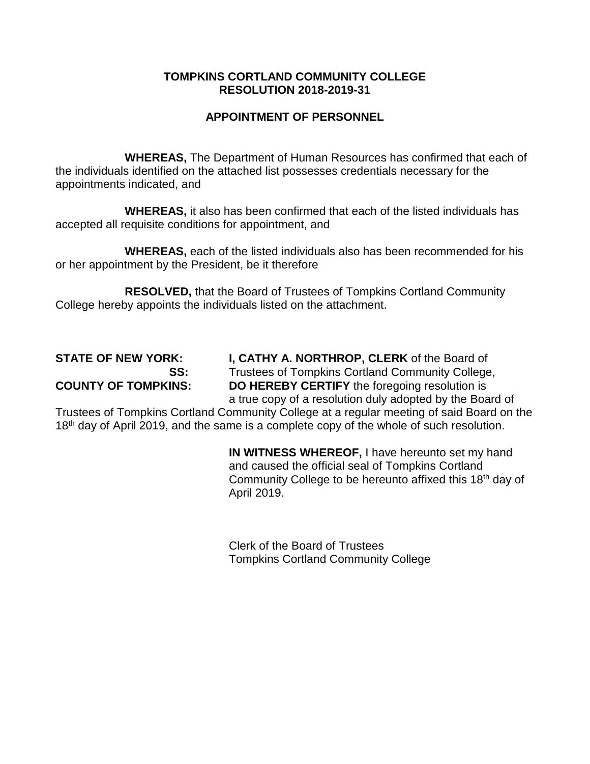**TOMPKINS CORTLAND COMMUNITY COLLEGE**
**RESOLUTION 2018-2019-31**

**APPOINTMENT OF PERSONNEL**

**WHEREAS,** The Department of Human Resources has confirmed that each of the individuals identified on the attached list possesses credentials necessary for the appointments indicated, and

**WHEREAS,** it also has been confirmed that each of the listed individuals has accepted all requisite conditions for appointment, and

**WHEREAS,** each of the listed individuals also has been recommended for his or her appointment by the President, be it therefore

**RESOLVED,** that the Board of Trustees of Tompkins Cortland Community College hereby appoints the individuals listed on the attachment.

**STATE OF NEW YORK:**
**SS:**
**COUNTY OF TOMPKINS:**

**I, CATHY A. NORTHROP, CLERK** of the Board of Trustees of Tompkins Cortland Community College, **DO HEREBY CERTIFY** the foregoing resolution is a true copy of a resolution duly adopted by the Board of Trustees of Tompkins Cortland Community College at a regular meeting of said Board on the 18th day of April 2019, and the same is a complete copy of the whole of such resolution.

**IN WITNESS WHEREOF,** I have hereunto set my hand and caused the official seal of Tompkins Cortland Community College to be hereunto affixed this 18th day of April 2019.

Clerk of the Board of Trustees
Tompkins Cortland Community College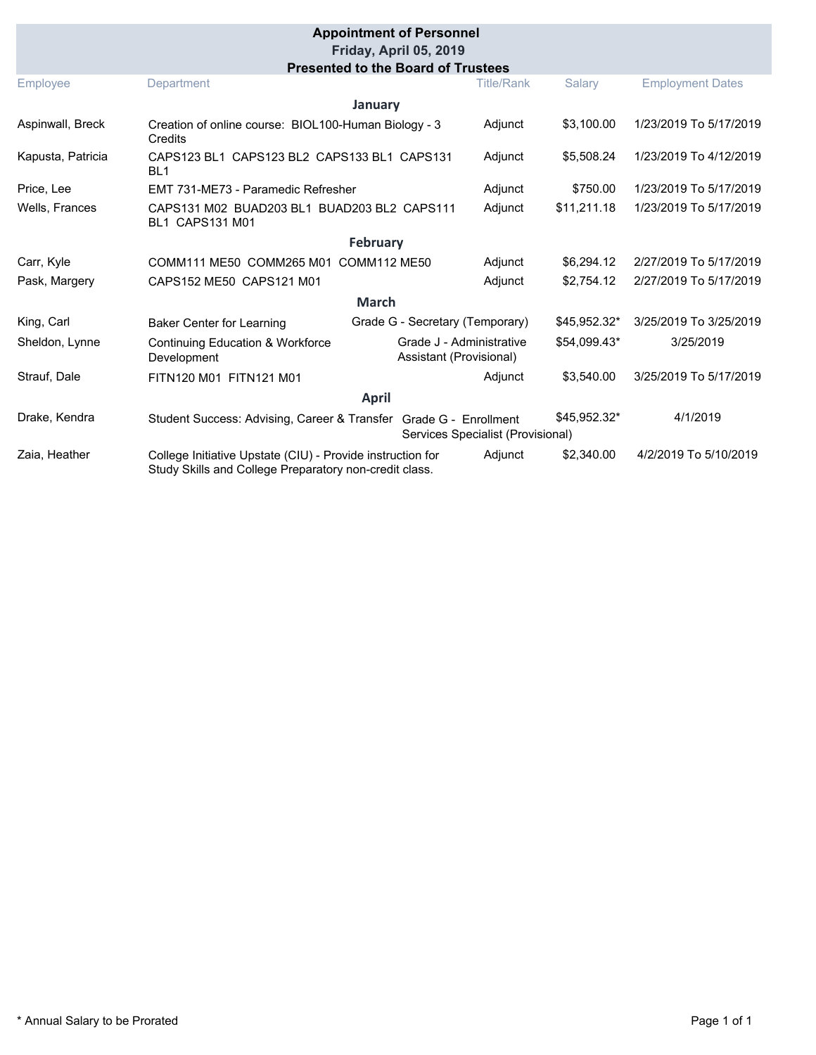# Appointment of Personnel

## Friday, April 05, 2019

### Presented to the Board of Trustees

| Employee | Department | Title/Rank | Salary | Employment Dates |
|---|---|---|---|---|
| **January** | | | | |
| Aspinwall, Breck | Creation of online course: BIOL100-Human Biology - 3 Credits | Adjunct | $3,100.00 | 1/23/2019 To 5/17/2019 |
| Kapusta, Patricia | CAPS123 BL1 CAPS123 BL2 CAPS133 BL1 CAPS131 BL1 | Adjunct | $5,508.24 | 1/23/2019 To 4/12/2019 |
| Price, Lee | EMT 731-ME73 - Paramedic Refresher | Adjunct | $750.00 | 1/23/2019 To 5/17/2019 |
| Wells, Frances | CAPS131 M02 BUAD203 BL1 BUAD203 BL2 CAPS111 BL1 CAPS131 M01 | Adjunct | $11,211.18 | 1/23/2019 To 5/17/2019 |
| **February** | | | | |
| Carr, Kyle | COMM111 ME50 COMM265 M01 COMM112 ME50 | Adjunct | $6,294.12 | 2/27/2019 To 5/17/2019 |
| Pask, Margery | CAPS152 ME50 CAPS121 M01 | Adjunct | $2,754.12 | 2/27/2019 To 5/17/2019 |
| **March** | | | | |
| King, Carl | Baker Center for Learning | Grade G - Secretary (Temporary) | $45,952.32* | 3/25/2019 To 3/25/2019 |
| Sheldon, Lynne | Continuing Education & Workforce Development | Grade J - Administrative Assistant (Provisional) | $54,099.43* | 3/25/2019 |
| Strauf, Dale | FITN120 M01 FITN121 M01 | Adjunct | $3,540.00 | 3/25/2019 To 5/17/2019 |
| **April** | | | | |
| Drake, Kendra | Student Success: Advising, Career & Transfer | Grade G - Enrollment Services Specialist (Provisional) | $45,952.32* | 4/1/2019 |
| Zaia, Heather | College Initiative Upstate (CIU) - Provide instruction for Study Skills and College Preparatory non-credit class. | Adjunct | $2,340.00 | 4/2/2019 To 5/10/2019 |

\* Annual Salary to be Prorated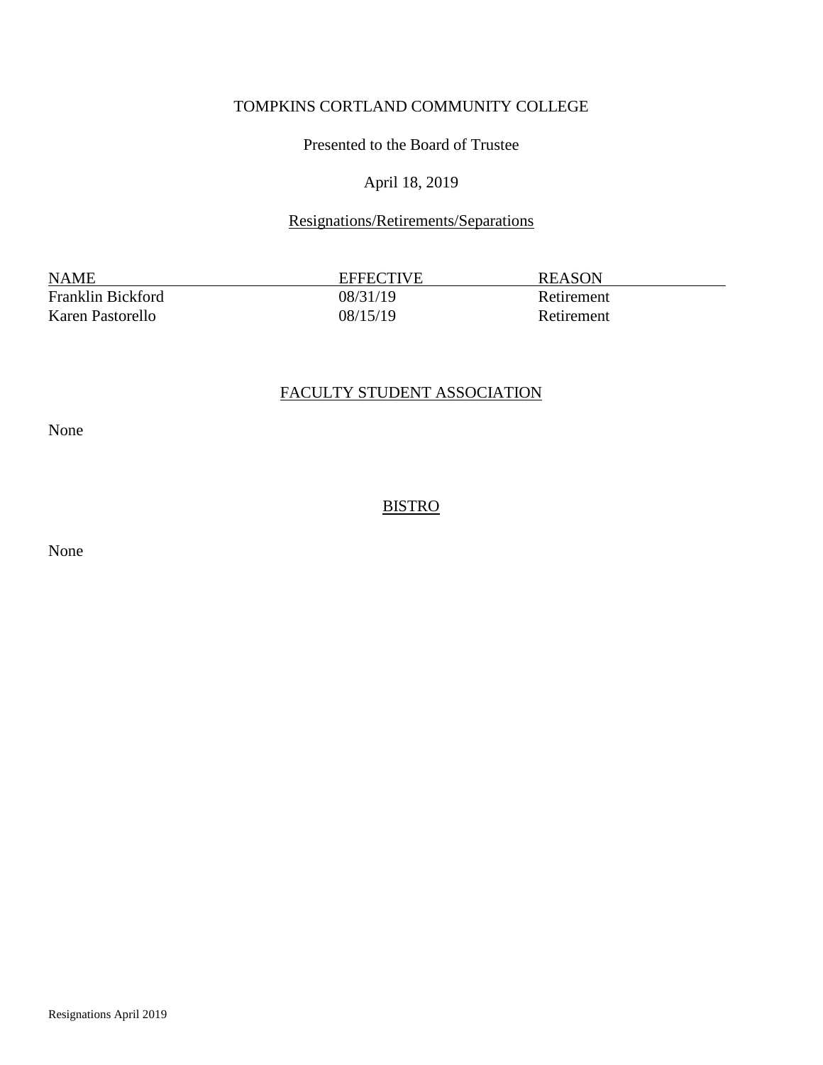TOMPKINS CORTLAND COMMUNITY COLLEGE

Presented to the Board of Trustee

April 18, 2019

Resignations/Retirements/Separations

| NAME | EFFECTIVE | REASON |
| --- | --- | --- |
| Franklin Bickford | 08/31/19 | Retirement |
| Karen Pastorello | 08/15/19 | Retirement |

FACULTY STUDENT ASSOCIATION

None

BISTRO

None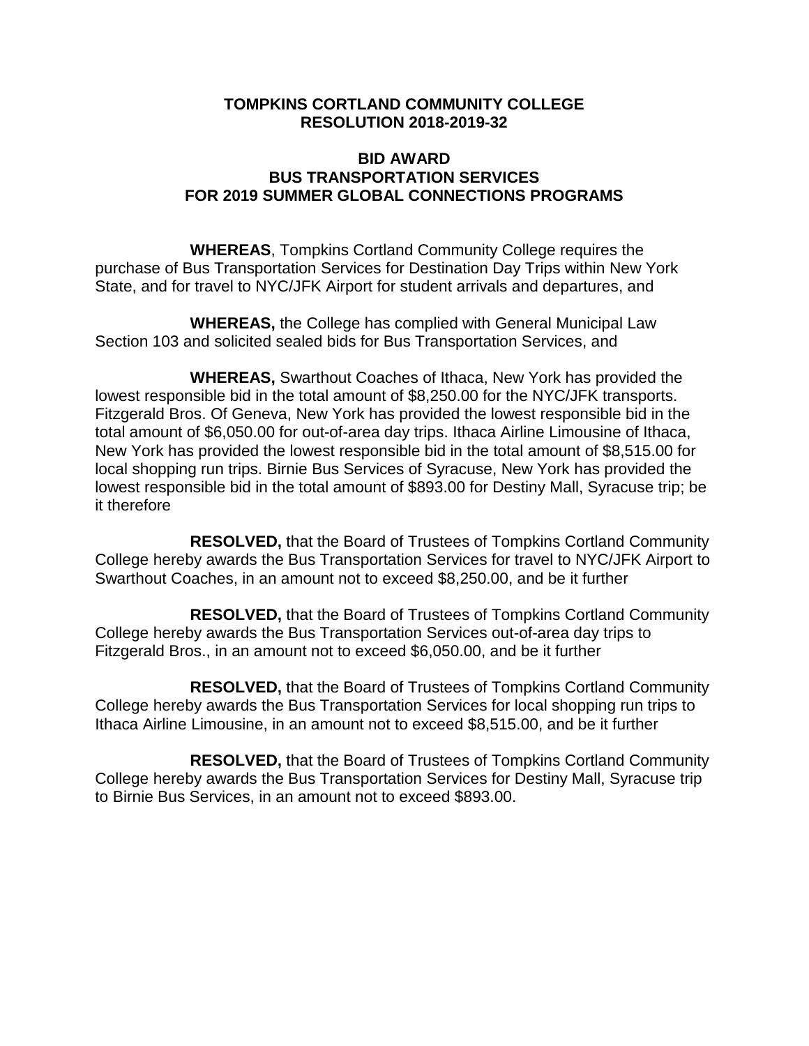**TOMPKINS CORTLAND COMMUNITY COLLEGE**
**RESOLUTION 2018-2019-32**

**BID AWARD**
**BUS TRANSPORTATION SERVICES**
**FOR 2019 SUMMER GLOBAL CONNECTIONS PROGRAMS**

**WHEREAS**, Tompkins Cortland Community College requires the purchase of Bus Transportation Services for Destination Day Trips within New York State, and for travel to NYC/JFK Airport for student arrivals and departures, and

**WHEREAS,** the College has complied with General Municipal Law Section 103 and solicited sealed bids for Bus Transportation Services, and

**WHEREAS,** Swarthout Coaches of Ithaca, New York has provided the lowest responsible bid in the total amount of $8,250.00 for the NYC/JFK transports. Fitzgerald Bros. Of Geneva, New York has provided the lowest responsible bid in the total amount of $6,050.00 for out-of-area day trips. Ithaca Airline Limousine of Ithaca, New York has provided the lowest responsible bid in the total amount of $8,515.00 for local shopping run trips. Birnie Bus Services of Syracuse, New York has provided the lowest responsible bid in the total amount of $893.00 for Destiny Mall, Syracuse trip; be it therefore

**RESOLVED,** that the Board of Trustees of Tompkins Cortland Community College hereby awards the Bus Transportation Services for travel to NYC/JFK Airport to Swarthout Coaches, in an amount not to exceed $8,250.00, and be it further

**RESOLVED,** that the Board of Trustees of Tompkins Cortland Community College hereby awards the Bus Transportation Services out-of-area day trips to Fitzgerald Bros., in an amount not to exceed $6,050.00, and be it further

**RESOLVED,** that the Board of Trustees of Tompkins Cortland Community College hereby awards the Bus Transportation Services for local shopping run trips to Ithaca Airline Limousine, in an amount not to exceed $8,515.00, and be it further

**RESOLVED,** that the Board of Trustees of Tompkins Cortland Community College hereby awards the Bus Transportation Services for Destiny Mall, Syracuse trip to Birnie Bus Services, in an amount not to exceed $893.00.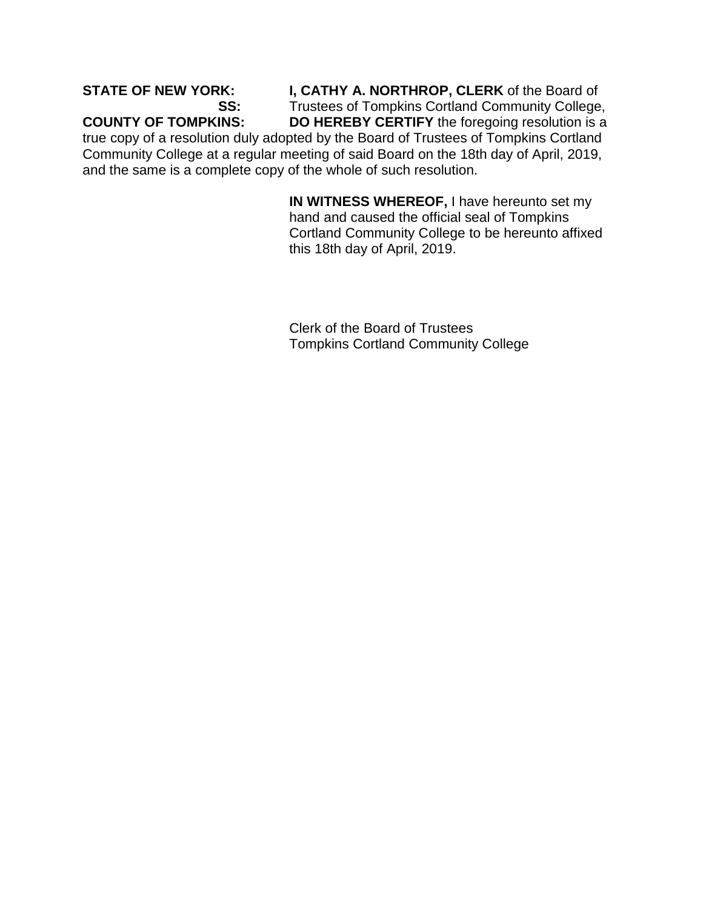**STATE OF NEW YORK:**
**SS:**
**COUNTY OF TOMPKINS:**

**I, CATHY A. NORTHROP, CLERK** of the Board of Trustees of Tompkins Cortland Community College, **DO HEREBY CERTIFY** the foregoing resolution is a true copy of a resolution duly adopted by the Board of Trustees of Tompkins Cortland Community College at a regular meeting of said Board on the 18th day of April, 2019, and the same is a complete copy of the whole of such resolution.

**IN WITNESS WHEREOF,** I have hereunto set my hand and caused the official seal of Tompkins Cortland Community College to be hereunto affixed this 18th day of April, 2019.

Clerk of the Board of Trustees
Tompkins Cortland Community College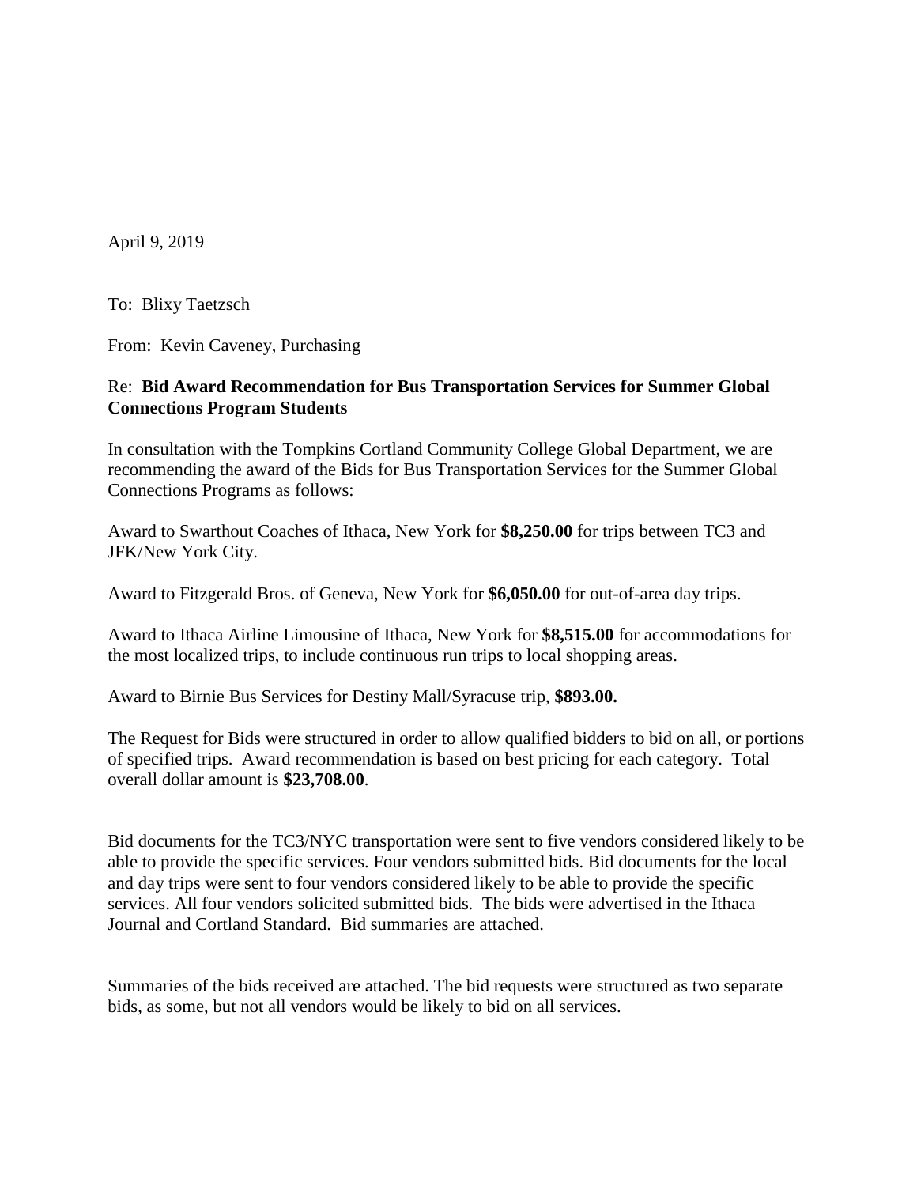April 9, 2019

To: Blixy Taetzsch

From: Kevin Caveney, Purchasing

Re: **Bid Award Recommendation for Bus Transportation Services for Summer Global Connections Program Students**

In consultation with the Tompkins Cortland Community College Global Department, we are recommending the award of the Bids for Bus Transportation Services for the Summer Global Connections Programs as follows:

Award to Swarthout Coaches of Ithaca, New York for **$8,250.00** for trips between TC3 and JFK/New York City.

Award to Fitzgerald Bros. of Geneva, New York for **$6,050.00** for out-of-area day trips.

Award to Ithaca Airline Limousine of Ithaca, New York for **$8,515.00** for accommodations for the most localized trips, to include continuous run trips to local shopping areas.

Award to Birnie Bus Services for Destiny Mall/Syracuse trip, **$893.00.**

The Request for Bids were structured in order to allow qualified bidders to bid on all, or portions of specified trips. Award recommendation is based on best pricing for each category. Total overall dollar amount is **$23,708.00**.

Bid documents for the TC3/NYC transportation were sent to five vendors considered likely to be able to provide the specific services. Four vendors submitted bids. Bid documents for the local and day trips were sent to four vendors considered likely to be able to provide the specific services. All four vendors solicited submitted bids. The bids were advertised in the Ithaca Journal and Cortland Standard. Bid summaries are attached.

Summaries of the bids received are attached. The bid requests were structured as two separate bids, as some, but not all vendors would be likely to bid on all services.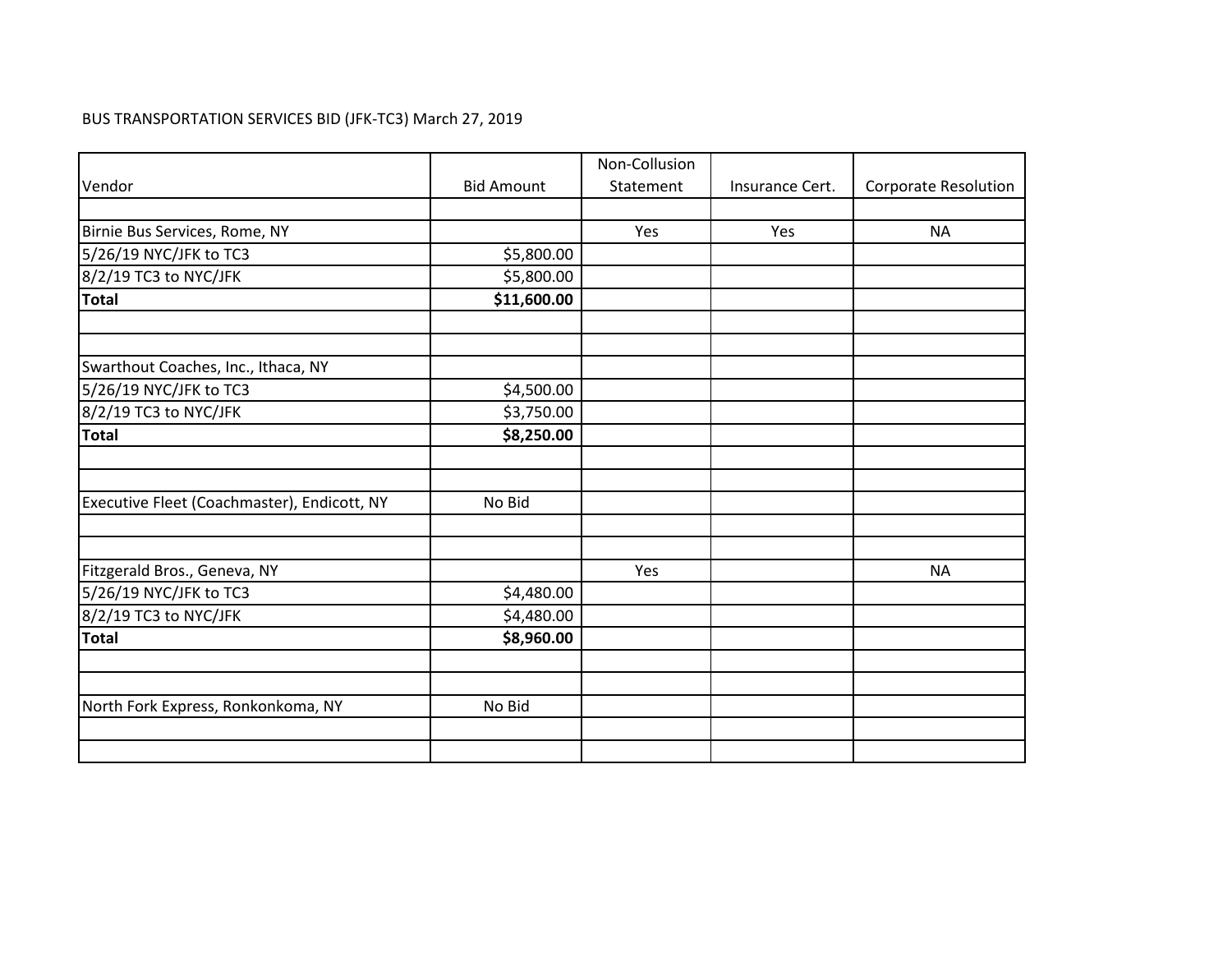BUS TRANSPORTATION SERVICES BID (JFK-TC3) March 27, 2019

| Vendor | Bid Amount | Non-Collusion Statement | Insurance Cert. | Corporate Resolution |
|---|---|---|---|---|
| | | | | |
| Birnie Bus Services, Rome, NY | | Yes | Yes | NA |
| 5/26/19 NYC/JFK to TC3 | $5,800.00 | | | |
| 8/2/19 TC3 to NYC/JFK | $5,800.00 | | | |
| **Total** | **$11,600.00** | | | |
| | | | | |
| | | | | |
| Swarthout Coaches, Inc., Ithaca, NY | | | | |
| 5/26/19 NYC/JFK to TC3 | $4,500.00 | | | |
| 8/2/19 TC3 to NYC/JFK | $3,750.00 | | | |
| **Total** | **$8,250.00** | | | |
| | | | | |
| | | | | |
| Executive Fleet (Coachmaster), Endicott, NY | No Bid | | | |
| | | | | |
| | | | | |
| Fitzgerald Bros., Geneva, NY | | Yes | | NA |
| 5/26/19 NYC/JFK to TC3 | $4,480.00 | | | |
| 8/2/19 TC3 to NYC/JFK | $4,480.00 | | | |
| **Total** | **$8,960.00** | | | |
| | | | | |
| | | | | |
| North Fork Express, Ronkonkoma, NY | No Bid | | | |
| | | | | |
| | | | | |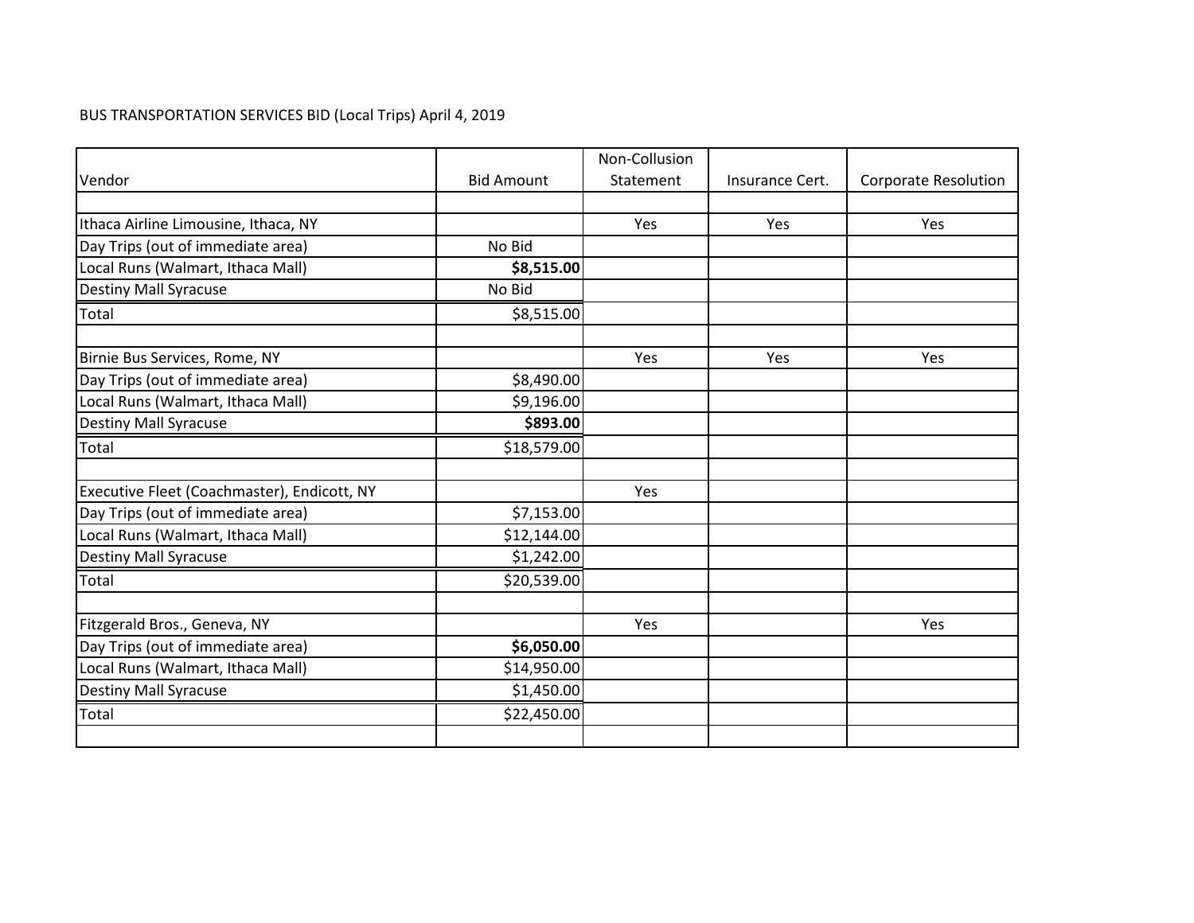BUS TRANSPORTATION SERVICES BID (Local Trips) April 4, 2019

| Vendor | Bid Amount | Non-Collusion Statement | Insurance Cert. | Corporate Resolution |
|---|---|---|---|---|
| | | | | |
| Ithaca Airline Limousine, Ithaca, NY | | Yes | Yes | Yes |
| Day Trips (out of immediate area) | No Bid | | | |
| Local Runs (Walmart, Ithaca Mall) | **$8,515.00** | | | |
| Destiny Mall Syracuse | No Bid | | | |
| Total | $8,515.00 | | | |
| | | | | |
| Birnie Bus Services, Rome, NY | | Yes | Yes | Yes |
| Day Trips (out of immediate area) | $8,490.00 | | | |
| Local Runs (Walmart, Ithaca Mall) | $9,196.00 | | | |
| Destiny Mall Syracuse | **$893.00** | | | |
| Total | $18,579.00 | | | |
| | | | | |
| Executive Fleet (Coachmaster), Endicott, NY | | Yes | | |
| Day Trips (out of immediate area) | $7,153.00 | | | |
| Local Runs (Walmart, Ithaca Mall) | $12,144.00 | | | |
| Destiny Mall Syracuse | $1,242.00 | | | |
| Total | $20,539.00 | | | |
| | | | | |
| Fitzgerald Bros., Geneva, NY | | Yes | | Yes |
| Day Trips (out of immediate area) | **$6,050.00** | | | |
| Local Runs (Walmart, Ithaca Mall) | $14,950.00 | | | |
| Destiny Mall Syracuse | $1,450.00 | | | |
| Total | $22,450.00 | | | |
| | | | | |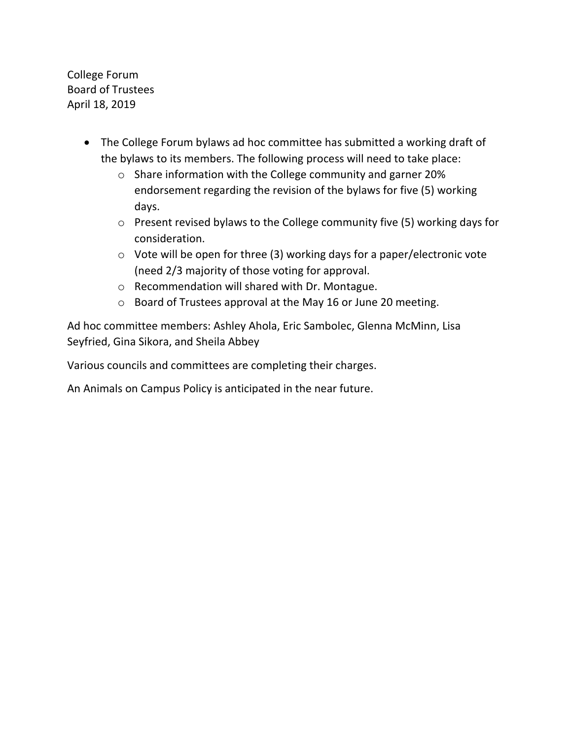College Forum
Board of Trustees
April 18, 2019

- The College Forum bylaws ad hoc committee has submitted a working draft of the bylaws to its members. The following process will need to take place:
  - Share information with the College community and garner 20% endorsement regarding the revision of the bylaws for five (5) working days.
  - Present revised bylaws to the College community five (5) working days for consideration.
  - Vote will be open for three (3) working days for a paper/electronic vote (need 2/3 majority of those voting for approval.
  - Recommendation will shared with Dr. Montague.
  - Board of Trustees approval at the May 16 or June 20 meeting.

Ad hoc committee members: Ashley Ahola, Eric Sambolec, Glenna McMinn, Lisa Seyfried, Gina Sikora, and Sheila Abbey

Various councils and committees are completing their charges.

An Animals on Campus Policy is anticipated in the near future.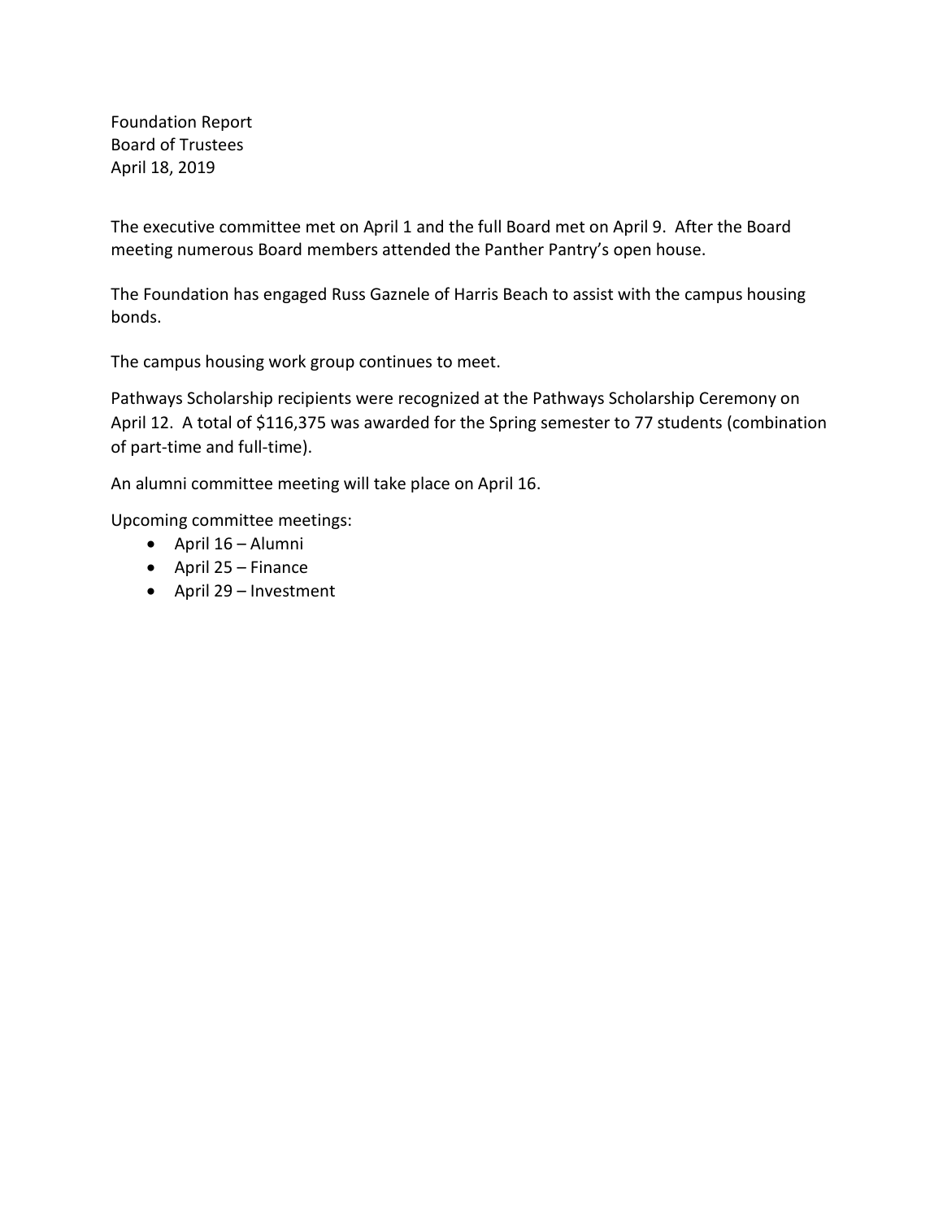Foundation Report
Board of Trustees
April 18, 2019

The executive committee met on April 1 and the full Board met on April 9. After the Board meeting numerous Board members attended the Panther Pantry's open house.

The Foundation has engaged Russ Gaznele of Harris Beach to assist with the campus housing bonds.

The campus housing work group continues to meet.

Pathways Scholarship recipients were recognized at the Pathways Scholarship Ceremony on April 12. A total of $116,375 was awarded for the Spring semester to 77 students (combination of part-time and full-time).

An alumni committee meeting will take place on April 16.

Upcoming committee meetings:

- April 16 – Alumni
- April 25 – Finance
- April 29 – Investment